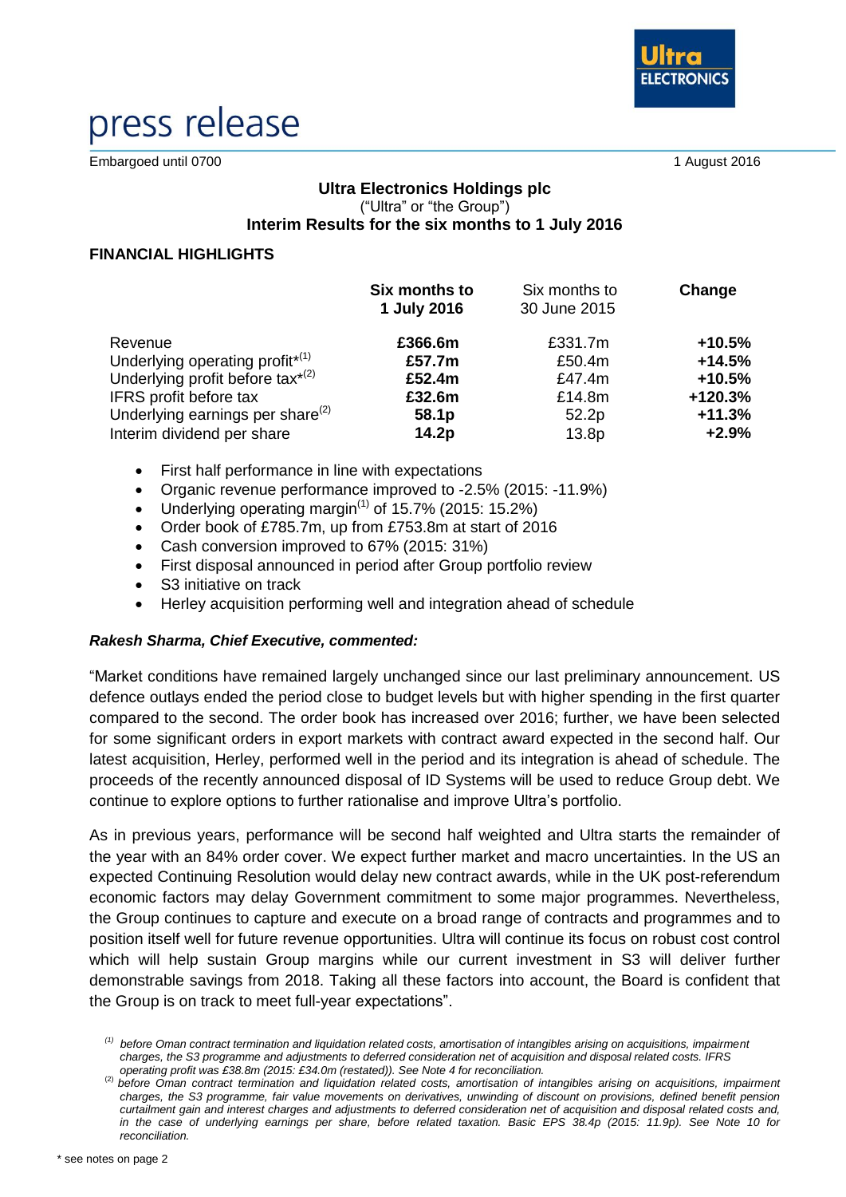# press release

Embargoed until 0700

1 August 2016

**Ultra Electronics Holdings plc**
("Ultra" or "the Group")
**Interim Results for the six months to 1 July 2016**

## FINANCIAL HIGHLIGHTS

| | **Six months to 1 July 2016** | Six months to 30 June 2015 | **Change** |
|---|---|---|---|
| Revenue | **£366.6m** | £331.7m | **+10.5%** |
| Underlying operating profit*[(1)] | **£57.7m** | £50.4m | **+14.5%** |
| Underlying profit before tax*[(2)] | **£52.4m** | £47.4m | **+10.5%** |
| IFRS profit before tax | **£32.6m** | £14.8m | **+120.3%** |
| Underlying earnings per share[(2)] | **58.1p** | 52.2p | **+11.3%** |
| Interim dividend per share | **14.2p** | 13.8p | **+2.9%** |

- First half performance in line with expectations
- Organic revenue performance improved to -2.5% (2015: -11.9%)
- Underlying operating margin[(1)] of 15.7% (2015: 15.2%)
- Order book of £785.7m, up from £753.8m at start of 2016
- Cash conversion improved to 67% (2015: 31%)
- First disposal announced in period after Group portfolio review
- S3 initiative on track
- Herley acquisition performing well and integration ahead of schedule

***Rakesh Sharma, Chief Executive, commented:***

"Market conditions have remained largely unchanged since our last preliminary announcement. US defence outlays ended the period close to budget levels but with higher spending in the first quarter compared to the second. The order book has increased over 2016; further, we have been selected for some significant orders in export markets with contract award expected in the second half. Our latest acquisition, Herley, performed well in the period and its integration is ahead of schedule. The proceeds of the recently announced disposal of ID Systems will be used to reduce Group debt. We continue to explore options to further rationalise and improve Ultra's portfolio.

As in previous years, performance will be second half weighted and Ultra starts the remainder of the year with an 84% order cover. We expect further market and macro uncertainties. In the US an expected Continuing Resolution would delay new contract awards, while in the UK post-referendum economic factors may delay Government commitment to some major programmes. Nevertheless, the Group continues to capture and execute on a broad range of contracts and programmes and to position itself well for future revenue opportunities. Ultra will continue its focus on robust cost control which will help sustain Group margins while our current investment in S3 will deliver further demonstrable savings from 2018. Taking all these factors into account, the Board is confident that the Group is on track to meet full-year expectations".

*[(1)] before Oman contract termination and liquidation related costs, amortisation of intangibles arising on acquisitions, impairment charges, the S3 programme and adjustments to deferred consideration net of acquisition and disposal related costs. IFRS operating profit was £38.8m (2015: £34.0m (restated)). See Note 4 for reconciliation.*

*[(2)] before Oman contract termination and liquidation related costs, amortisation of intangibles arising on acquisitions, impairment charges, the S3 programme, fair value movements on derivatives, unwinding of discount on provisions, defined benefit pension curtailment gain and interest charges and adjustments to deferred consideration net of acquisition and disposal related costs and, in the case of underlying earnings per share, before related taxation. Basic EPS 38.4p (2015: 11.9p). See Note 10 for reconciliation.*

\* see notes on page 2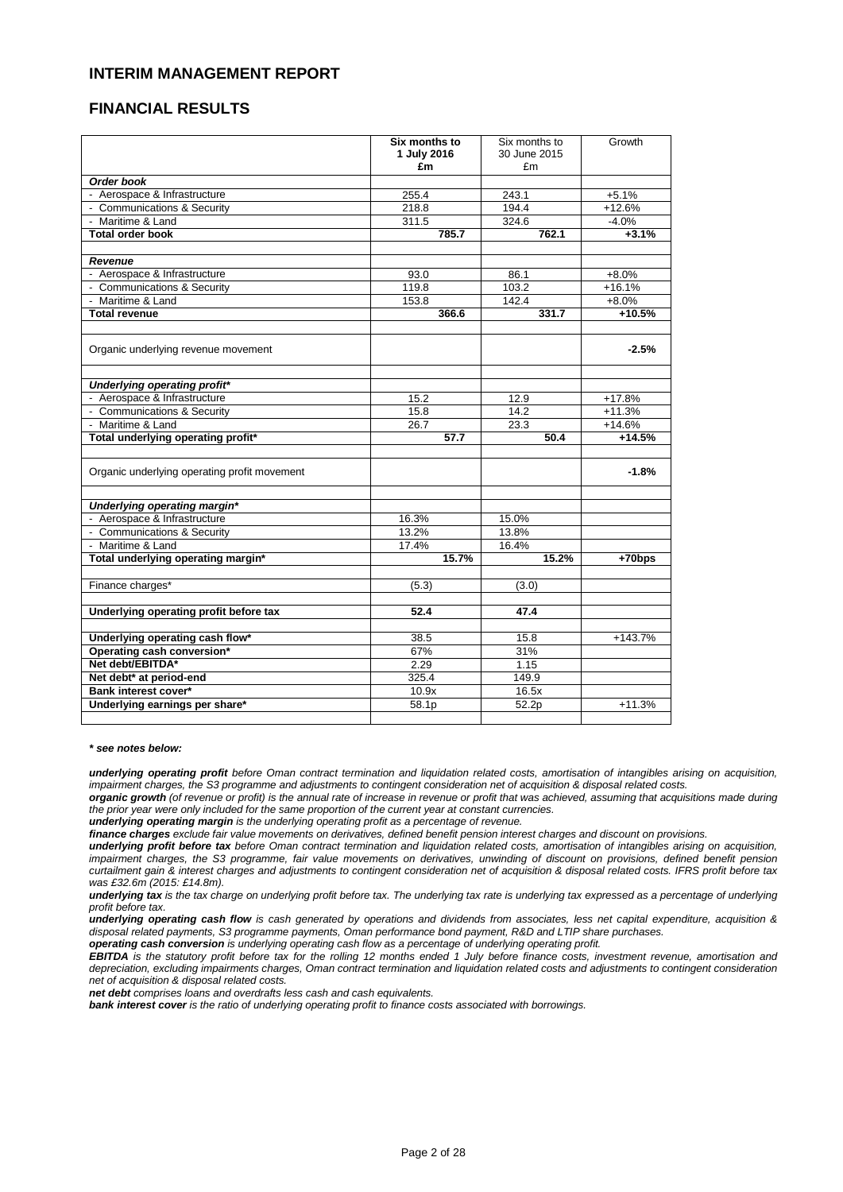# INTERIM MANAGEMENT REPORT

## FINANCIAL RESULTS

| | Six months to 1 July 2016 £m | Six months to 30 June 2015 £m | Growth |
|---|---|---|---|
| ***Order book*** | | | |
| - Aerospace & Infrastructure | 255.4 | 243.1 | +5.1% |
| - Communications & Security | 218.8 | 194.4 | +12.6% |
| - Maritime & Land | 311.5 | 324.6 | -4.0% |
| **Total order book** | **785.7** | **762.1** | **+3.1%** |
| | | | |
| ***Revenue*** | | | |
| - Aerospace & Infrastructure | 93.0 | 86.1 | +8.0% |
| - Communications & Security | 119.8 | 103.2 | +16.1% |
| - Maritime & Land | 153.8 | 142.4 | +8.0% |
| **Total revenue** | **366.6** | **331.7** | **+10.5%** |
| | | | |
| Organic underlying revenue movement | | | **-2.5%** |
| | | | |
| ***Underlying operating profit**** | | | |
| - Aerospace & Infrastructure | 15.2 | 12.9 | +17.8% |
| - Communications & Security | 15.8 | 14.2 | +11.3% |
| - Maritime & Land | 26.7 | 23.3 | +14.6% |
| **Total underlying operating profit*** | **57.7** | **50.4** | **+14.5%** |
| | | | |
| Organic underlying operating profit movement | | | **-1.8%** |
| | | | |
| ***Underlying operating margin**** | | | |
| - Aerospace & Infrastructure | 16.3% | 15.0% | |
| - Communications & Security | 13.2% | 13.8% | |
| - Maritime & Land | 17.4% | 16.4% | |
| **Total underlying operating margin*** | **15.7%** | **15.2%** | **+70bps** |
| | | | |
| Finance charges* | (5.3) | (3.0) | |
| | | | |
| **Underlying operating profit before tax** | **52.4** | **47.4** | |
| | | | |
| **Underlying operating cash flow*** | 38.5 | 15.8 | +143.7% |
| **Operating cash conversion*** | 67% | 31% | |
| **Net debt/EBITDA*** | 2.29 | 1.15 | |
| **Net debt* at period-end** | 325.4 | 149.9 | |
| **Bank interest cover*** | 10.9x | 16.5x | |
| **Underlying earnings per share*** | 58.1p | 52.2p | +11.3% |

***\* see notes below:***

***underlying operating profit*** *before Oman contract termination and liquidation related costs, amortisation of intangibles arising on acquisition, impairment charges, the S3 programme and adjustments to contingent consideration net of acquisition & disposal related costs.*

***organic growth*** *(of revenue or profit) is the annual rate of increase in revenue or profit that was achieved, assuming that acquisitions made during the prior year were only included for the same proportion of the current year at constant currencies.*

***underlying operating margin*** *is the underlying operating profit as a percentage of revenue.*

***finance charges*** *exclude fair value movements on derivatives, defined benefit pension interest charges and discount on provisions.*

***underlying profit before tax*** *before Oman contract termination and liquidation related costs, amortisation of intangibles arising on acquisition, impairment charges, the S3 programme, fair value movements on derivatives, unwinding of discount on provisions, defined benefit pension curtailment gain & interest charges and adjustments to contingent consideration net of acquisition & disposal related costs. IFRS profit before tax was £32.6m (2015: £14.8m).*

***underlying tax*** *is the tax charge on underlying profit before tax. The underlying tax rate is underlying tax expressed as a percentage of underlying profit before tax.*

***underlying operating cash flow*** *is cash generated by operations and dividends from associates, less net capital expenditure, acquisition & disposal related payments, S3 programme payments, Oman performance bond payment, R&D and LTIP share purchases.*

***operating cash conversion*** *is underlying operating cash flow as a percentage of underlying operating profit.*

***EBITDA*** *is the statutory profit before tax for the rolling 12 months ended 1 July before finance costs, investment revenue, amortisation and depreciation, excluding impairments charges, Oman contract termination and liquidation related costs and adjustments to contingent consideration net of acquisition & disposal related costs.*

***net debt*** *comprises loans and overdrafts less cash and cash equivalents.*

***bank interest cover*** *is the ratio of underlying operating profit to finance costs associated with borrowings.*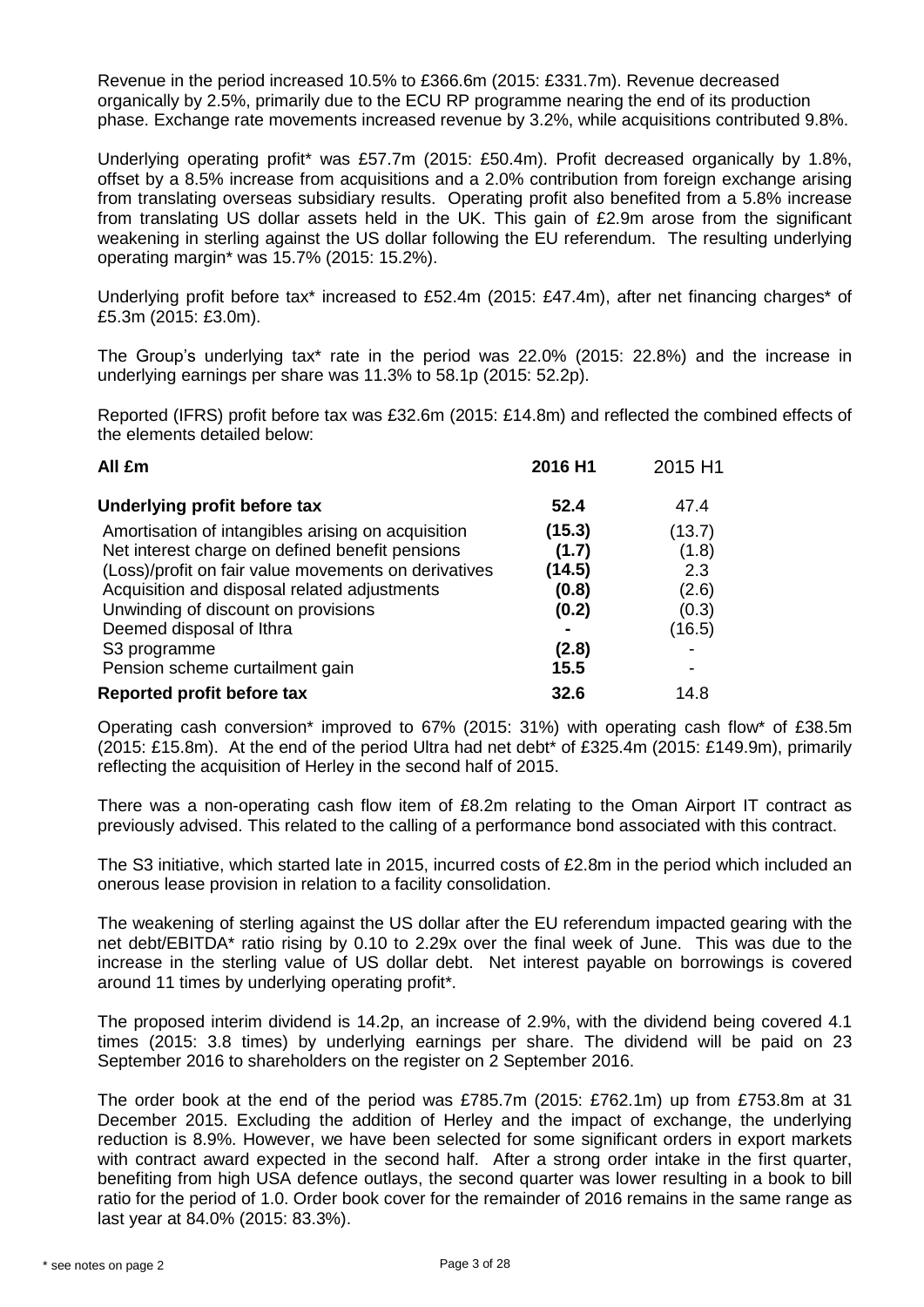Revenue in the period increased 10.5% to £366.6m (2015: £331.7m). Revenue decreased organically by 2.5%, primarily due to the ECU RP programme nearing the end of its production phase. Exchange rate movements increased revenue by 3.2%, while acquisitions contributed 9.8%.

Underlying operating profit* was £57.7m (2015: £50.4m). Profit decreased organically by 1.8%, offset by a 8.5% increase from acquisitions and a 2.0% contribution from foreign exchange arising from translating overseas subsidiary results. Operating profit also benefited from a 5.8% increase from translating US dollar assets held in the UK. This gain of £2.9m arose from the significant weakening in sterling against the US dollar following the EU referendum. The resulting underlying operating margin* was 15.7% (2015: 15.2%).

Underlying profit before tax* increased to £52.4m (2015: £47.4m), after net financing charges* of £5.3m (2015: £3.0m).

The Group's underlying tax* rate in the period was 22.0% (2015: 22.8%) and the increase in underlying earnings per share was 11.3% to 58.1p (2015: 52.2p).

Reported (IFRS) profit before tax was £32.6m (2015: £14.8m) and reflected the combined effects of the elements detailed below:

| All £m | 2016 H1 | 2015 H1 |
|---|---|---|
| **Underlying profit before tax** | **52.4** | 47.4 |
| Amortisation of intangibles arising on acquisition | **(15.3)** | (13.7) |
| Net interest charge on defined benefit pensions | **(1.7)** | (1.8) |
| (Loss)/profit on fair value movements on derivatives | **(14.5)** | 2.3 |
| Acquisition and disposal related adjustments | **(0.8)** | (2.6) |
| Unwinding of discount on provisions | **(0.2)** | (0.3) |
| Deemed disposal of Ithra | **-** | (16.5) |
| S3 programme | **(2.8)** | - |
| Pension scheme curtailment gain | **15.5** | - |
| **Reported profit before tax** | **32.6** | 14.8 |

Operating cash conversion* improved to 67% (2015: 31%) with operating cash flow* of £38.5m (2015: £15.8m). At the end of the period Ultra had net debt* of £325.4m (2015: £149.9m), primarily reflecting the acquisition of Herley in the second half of 2015.

There was a non-operating cash flow item of £8.2m relating to the Oman Airport IT contract as previously advised. This related to the calling of a performance bond associated with this contract.

The S3 initiative, which started late in 2015, incurred costs of £2.8m in the period which included an onerous lease provision in relation to a facility consolidation.

The weakening of sterling against the US dollar after the EU referendum impacted gearing with the net debt/EBITDA* ratio rising by 0.10 to 2.29x over the final week of June. This was due to the increase in the sterling value of US dollar debt. Net interest payable on borrowings is covered around 11 times by underlying operating profit*.

The proposed interim dividend is 14.2p, an increase of 2.9%, with the dividend being covered 4.1 times (2015: 3.8 times) by underlying earnings per share. The dividend will be paid on 23 September 2016 to shareholders on the register on 2 September 2016.

The order book at the end of the period was £785.7m (2015: £762.1m) up from £753.8m at 31 December 2015. Excluding the addition of Herley and the impact of exchange, the underlying reduction is 8.9%. However, we have been selected for some significant orders in export markets with contract award expected in the second half. After a strong order intake in the first quarter, benefiting from high USA defence outlays, the second quarter was lower resulting in a book to bill ratio for the period of 1.0. Order book cover for the remainder of 2016 remains in the same range as last year at 84.0% (2015: 83.3%).

\* see notes on page 2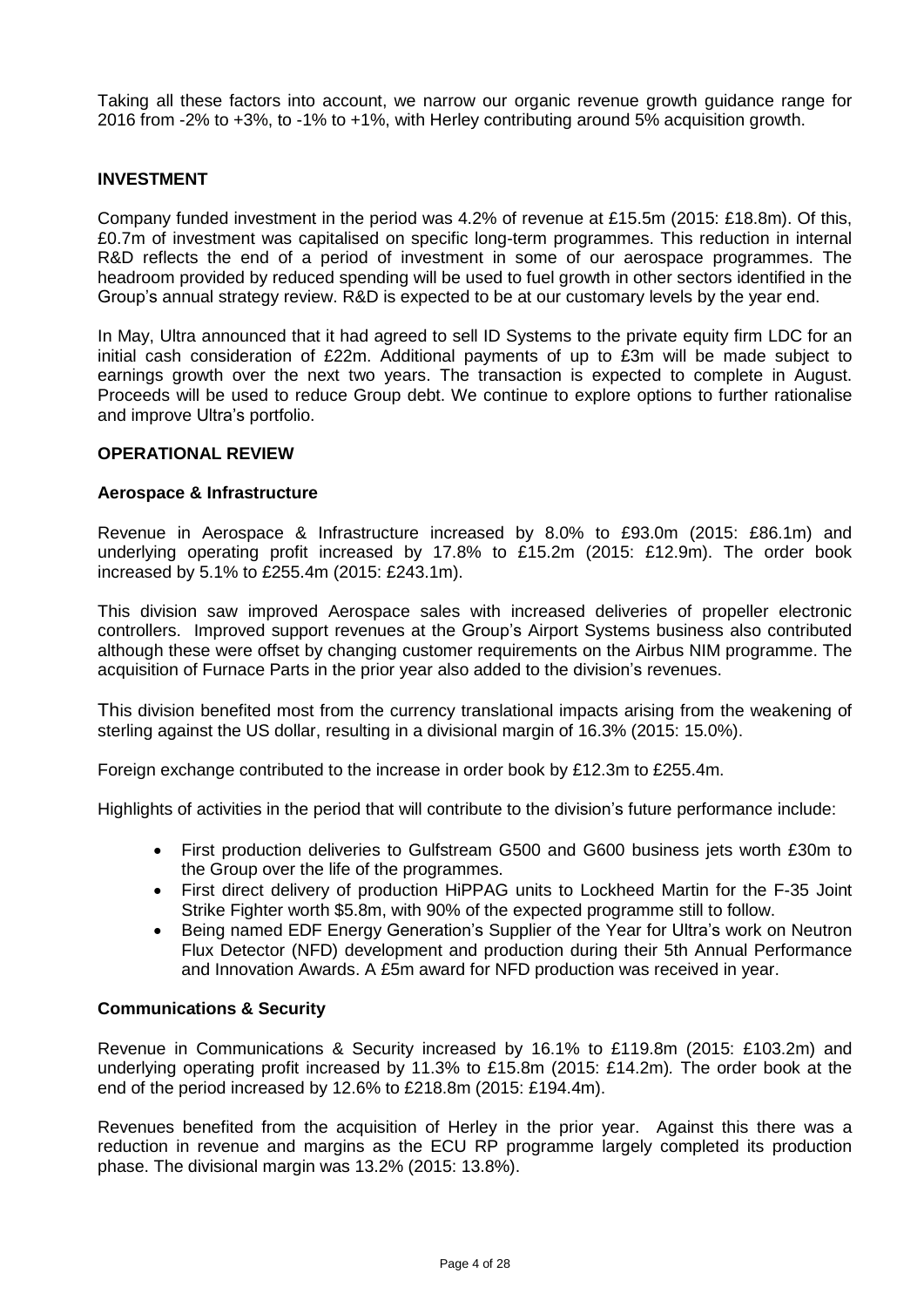Taking all these factors into account, we narrow our organic revenue growth guidance range for 2016 from -2% to +3%, to -1% to +1%, with Herley contributing around 5% acquisition growth.

## INVESTMENT

Company funded investment in the period was 4.2% of revenue at £15.5m (2015: £18.8m). Of this, £0.7m of investment was capitalised on specific long-term programmes. This reduction in internal R&D reflects the end of a period of investment in some of our aerospace programmes. The headroom provided by reduced spending will be used to fuel growth in other sectors identified in the Group's annual strategy review. R&D is expected to be at our customary levels by the year end.

In May, Ultra announced that it had agreed to sell ID Systems to the private equity firm LDC for an initial cash consideration of £22m. Additional payments of up to £3m will be made subject to earnings growth over the next two years. The transaction is expected to complete in August. Proceeds will be used to reduce Group debt. We continue to explore options to further rationalise and improve Ultra's portfolio.

## OPERATIONAL REVIEW

### Aerospace & Infrastructure

Revenue in Aerospace & Infrastructure increased by 8.0% to £93.0m (2015: £86.1m) and underlying operating profit increased by 17.8% to £15.2m (2015: £12.9m). The order book increased by 5.1% to £255.4m (2015: £243.1m).

This division saw improved Aerospace sales with increased deliveries of propeller electronic controllers. Improved support revenues at the Group's Airport Systems business also contributed although these were offset by changing customer requirements on the Airbus NIM programme. The acquisition of Furnace Parts in the prior year also added to the division's revenues.

This division benefited most from the currency translational impacts arising from the weakening of sterling against the US dollar, resulting in a divisional margin of 16.3% (2015: 15.0%).

Foreign exchange contributed to the increase in order book by £12.3m to £255.4m.

Highlights of activities in the period that will contribute to the division's future performance include:

- First production deliveries to Gulfstream G500 and G600 business jets worth £30m to the Group over the life of the programmes.
- First direct delivery of production HiPPAG units to Lockheed Martin for the F-35 Joint Strike Fighter worth $5.8m, with 90% of the expected programme still to follow.
- Being named EDF Energy Generation's Supplier of the Year for Ultra's work on Neutron Flux Detector (NFD) development and production during their 5th Annual Performance and Innovation Awards. A £5m award for NFD production was received in year.

### Communications & Security

Revenue in Communications & Security increased by 16.1% to £119.8m (2015: £103.2m) and underlying operating profit increased by 11.3% to £15.8m (2015: £14.2m). The order book at the end of the period increased by 12.6% to £218.8m (2015: £194.4m).

Revenues benefited from the acquisition of Herley in the prior year. Against this there was a reduction in revenue and margins as the ECU RP programme largely completed its production phase. The divisional margin was 13.2% (2015: 13.8%).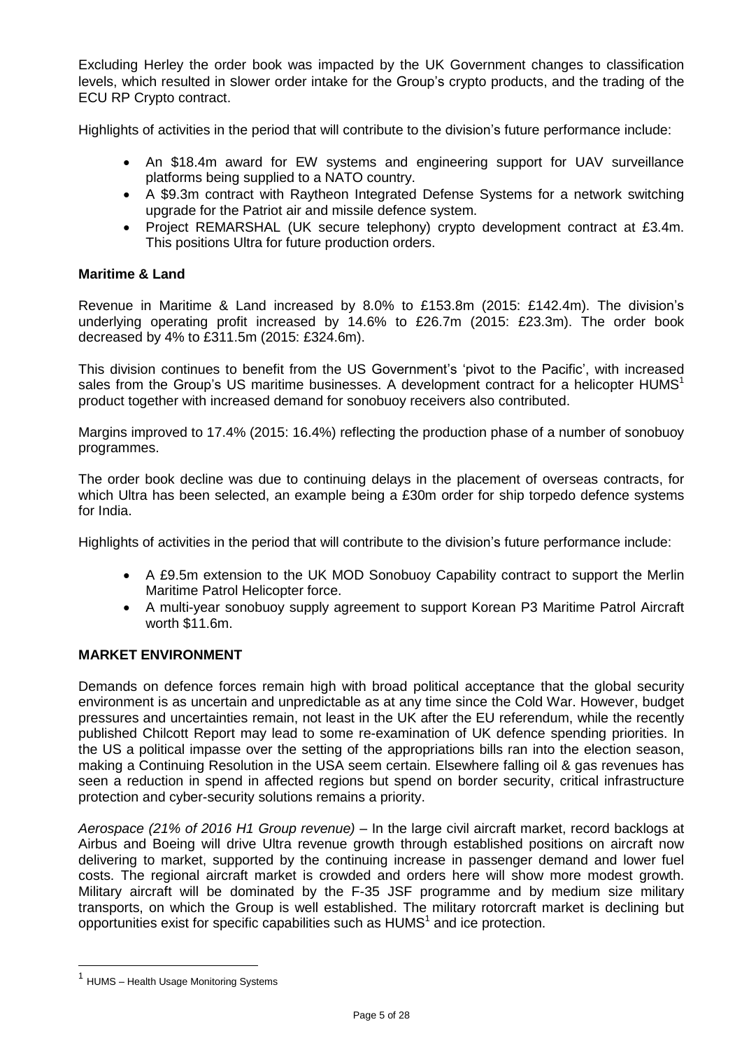Excluding Herley the order book was impacted by the UK Government changes to classification levels, which resulted in slower order intake for the Group's crypto products, and the trading of the ECU RP Crypto contract.

Highlights of activities in the period that will contribute to the division's future performance include:

- An $18.4m award for EW systems and engineering support for UAV surveillance platforms being supplied to a NATO country.
- A $9.3m contract with Raytheon Integrated Defense Systems for a network switching upgrade for the Patriot air and missile defence system.
- Project REMARSHAL (UK secure telephony) crypto development contract at £3.4m. This positions Ultra for future production orders.

**Maritime & Land**

Revenue in Maritime & Land increased by 8.0% to £153.8m (2015: £142.4m). The division's underlying operating profit increased by 14.6% to £26.7m (2015: £23.3m). The order book decreased by 4% to £311.5m (2015: £324.6m).

This division continues to benefit from the US Government's 'pivot to the Pacific', with increased sales from the Group's US maritime businesses. A development contract for a helicopter HUMS[1] product together with increased demand for sonobuoy receivers also contributed.

Margins improved to 17.4% (2015: 16.4%) reflecting the production phase of a number of sonobuoy programmes.

The order book decline was due to continuing delays in the placement of overseas contracts, for which Ultra has been selected, an example being a £30m order for ship torpedo defence systems for India.

Highlights of activities in the period that will contribute to the division's future performance include:

- A £9.5m extension to the UK MOD Sonobuoy Capability contract to support the Merlin Maritime Patrol Helicopter force.
- A multi-year sonobuoy supply agreement to support Korean P3 Maritime Patrol Aircraft worth $11.6m.

**MARKET ENVIRONMENT**

Demands on defence forces remain high with broad political acceptance that the global security environment is as uncertain and unpredictable as at any time since the Cold War. However, budget pressures and uncertainties remain, not least in the UK after the EU referendum, while the recently published Chilcott Report may lead to some re-examination of UK defence spending priorities. In the US a political impasse over the setting of the appropriations bills ran into the election season, making a Continuing Resolution in the USA seem certain. Elsewhere falling oil & gas revenues has seen a reduction in spend in affected regions but spend on border security, critical infrastructure protection and cyber-security solutions remains a priority.

*Aerospace (21% of 2016 H1 Group revenue)* – In the large civil aircraft market, record backlogs at Airbus and Boeing will drive Ultra revenue growth through established positions on aircraft now delivering to market, supported by the continuing increase in passenger demand and lower fuel costs. The regional aircraft market is crowded and orders here will show more modest growth. Military aircraft will be dominated by the F-35 JSF programme and by medium size military transports, on which the Group is well established. The military rotorcraft market is declining but opportunities exist for specific capabilities such as HUMS[1] and ice protection.

[1] HUMS – Health Usage Monitoring Systems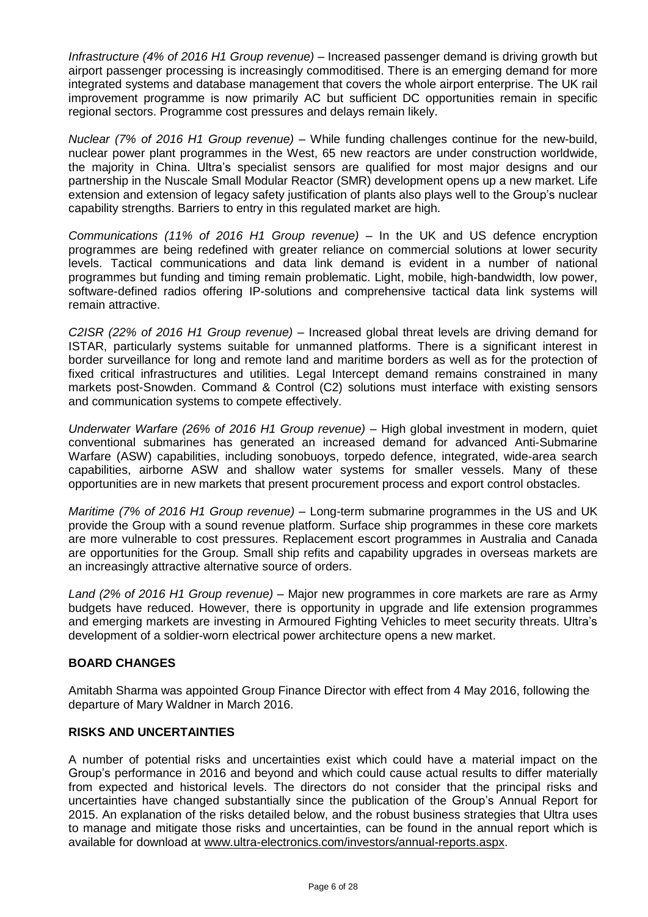*Infrastructure (4% of 2016 H1 Group revenue)* – Increased passenger demand is driving growth but airport passenger processing is increasingly commoditised. There is an emerging demand for more integrated systems and database management that covers the whole airport enterprise. The UK rail improvement programme is now primarily AC but sufficient DC opportunities remain in specific regional sectors. Programme cost pressures and delays remain likely.

*Nuclear (7% of 2016 H1 Group revenue)* – While funding challenges continue for the new-build, nuclear power plant programmes in the West, 65 new reactors are under construction worldwide, the majority in China. Ultra's specialist sensors are qualified for most major designs and our partnership in the Nuscale Small Modular Reactor (SMR) development opens up a new market. Life extension and extension of legacy safety justification of plants also plays well to the Group's nuclear capability strengths. Barriers to entry in this regulated market are high.

*Communications (11% of 2016 H1 Group revenue)* – In the UK and US defence encryption programmes are being redefined with greater reliance on commercial solutions at lower security levels. Tactical communications and data link demand is evident in a number of national programmes but funding and timing remain problematic. Light, mobile, high-bandwidth, low power, software-defined radios offering IP-solutions and comprehensive tactical data link systems will remain attractive.

*C2ISR (22% of 2016 H1 Group revenue)* – Increased global threat levels are driving demand for ISTAR, particularly systems suitable for unmanned platforms. There is a significant interest in border surveillance for long and remote land and maritime borders as well as for the protection of fixed critical infrastructures and utilities. Legal Intercept demand remains constrained in many markets post-Snowden. Command & Control (C2) solutions must interface with existing sensors and communication systems to compete effectively.

*Underwater Warfare (26% of 2016 H1 Group revenue)* – High global investment in modern, quiet conventional submarines has generated an increased demand for advanced Anti-Submarine Warfare (ASW) capabilities, including sonobuoys, torpedo defence, integrated, wide-area search capabilities, airborne ASW and shallow water systems for smaller vessels. Many of these opportunities are in new markets that present procurement process and export control obstacles.

*Maritime (7% of 2016 H1 Group revenue)* – Long-term submarine programmes in the US and UK provide the Group with a sound revenue platform. Surface ship programmes in these core markets are more vulnerable to cost pressures. Replacement escort programmes in Australia and Canada are opportunities for the Group. Small ship refits and capability upgrades in overseas markets are an increasingly attractive alternative source of orders.

*Land (2% of 2016 H1 Group revenue)* – Major new programmes in core markets are rare as Army budgets have reduced. However, there is opportunity in upgrade and life extension programmes and emerging markets are investing in Armoured Fighting Vehicles to meet security threats. Ultra's development of a soldier-worn electrical power architecture opens a new market.

## BOARD CHANGES

Amitabh Sharma was appointed Group Finance Director with effect from 4 May 2016, following the departure of Mary Waldner in March 2016.

## RISKS AND UNCERTAINTIES

A number of potential risks and uncertainties exist which could have a material impact on the Group's performance in 2016 and beyond and which could cause actual results to differ materially from expected and historical levels. The directors do not consider that the principal risks and uncertainties have changed substantially since the publication of the Group's Annual Report for 2015. An explanation of the risks detailed below, and the robust business strategies that Ultra uses to manage and mitigate those risks and uncertainties, can be found in the annual report which is available for download at www.ultra-electronics.com/investors/annual-reports.aspx.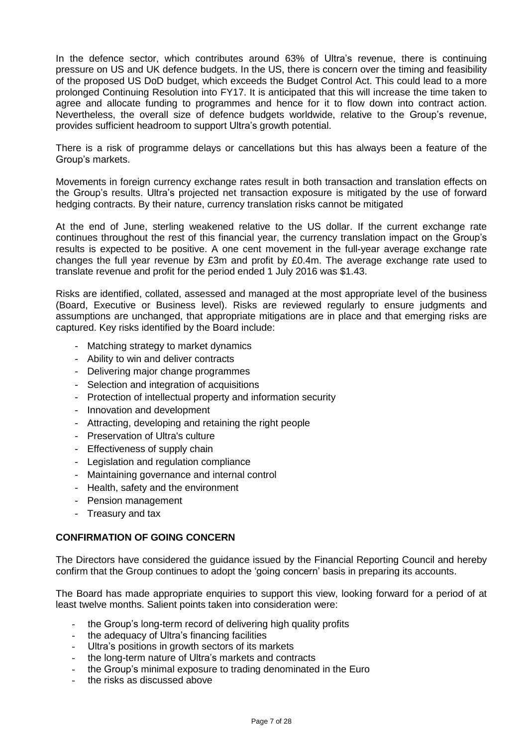In the defence sector, which contributes around 63% of Ultra's revenue, there is continuing pressure on US and UK defence budgets. In the US, there is concern over the timing and feasibility of the proposed US DoD budget, which exceeds the Budget Control Act. This could lead to a more prolonged Continuing Resolution into FY17. It is anticipated that this will increase the time taken to agree and allocate funding to programmes and hence for it to flow down into contract action. Nevertheless, the overall size of defence budgets worldwide, relative to the Group's revenue, provides sufficient headroom to support Ultra's growth potential.

There is a risk of programme delays or cancellations but this has always been a feature of the Group's markets.

Movements in foreign currency exchange rates result in both transaction and translation effects on the Group's results. Ultra's projected net transaction exposure is mitigated by the use of forward hedging contracts. By their nature, currency translation risks cannot be mitigated

At the end of June, sterling weakened relative to the US dollar. If the current exchange rate continues throughout the rest of this financial year, the currency translation impact on the Group's results is expected to be positive. A one cent movement in the full-year average exchange rate changes the full year revenue by £3m and profit by £0.4m. The average exchange rate used to translate revenue and profit for the period ended 1 July 2016 was $1.43.

Risks are identified, collated, assessed and managed at the most appropriate level of the business (Board, Executive or Business level). Risks are reviewed regularly to ensure judgments and assumptions are unchanged, that appropriate mitigations are in place and that emerging risks are captured. Key risks identified by the Board include:

- Matching strategy to market dynamics
- Ability to win and deliver contracts
- Delivering major change programmes
- Selection and integration of acquisitions
- Protection of intellectual property and information security
- Innovation and development
- Attracting, developing and retaining the right people
- Preservation of Ultra's culture
- Effectiveness of supply chain
- Legislation and regulation compliance
- Maintaining governance and internal control
- Health, safety and the environment
- Pension management
- Treasury and tax

## CONFIRMATION OF GOING CONCERN

The Directors have considered the guidance issued by the Financial Reporting Council and hereby confirm that the Group continues to adopt the 'going concern' basis in preparing its accounts.

The Board has made appropriate enquiries to support this view, looking forward for a period of at least twelve months. Salient points taken into consideration were:

- the Group's long-term record of delivering high quality profits
- the adequacy of Ultra's financing facilities
- Ultra's positions in growth sectors of its markets
- the long-term nature of Ultra's markets and contracts
- the Group's minimal exposure to trading denominated in the Euro
- the risks as discussed above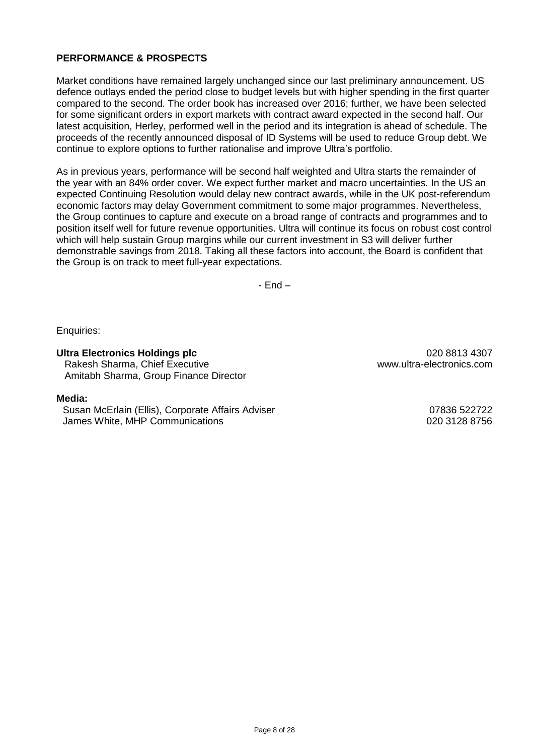## PERFORMANCE & PROSPECTS

Market conditions have remained largely unchanged since our last preliminary announcement. US defence outlays ended the period close to budget levels but with higher spending in the first quarter compared to the second. The order book has increased over 2016; further, we have been selected for some significant orders in export markets with contract award expected in the second half. Our latest acquisition, Herley, performed well in the period and its integration is ahead of schedule. The proceeds of the recently announced disposal of ID Systems will be used to reduce Group debt. We continue to explore options to further rationalise and improve Ultra's portfolio.

As in previous years, performance will be second half weighted and Ultra starts the remainder of the year with an 84% order cover. We expect further market and macro uncertainties. In the US an expected Continuing Resolution would delay new contract awards, while in the UK post-referendum economic factors may delay Government commitment to some major programmes. Nevertheless, the Group continues to capture and execute on a broad range of contracts and programmes and to position itself well for future revenue opportunities. Ultra will continue its focus on robust cost control which will help sustain Group margins while our current investment in S3 will deliver further demonstrable savings from 2018. Taking all these factors into account, the Board is confident that the Group is on track to meet full-year expectations.

- End –

Enquiries:

| | |
|---|---|
| **Ultra Electronics Holdings plc** | 020 8813 4307 |
| Rakesh Sharma, Chief Executive | www.ultra-electronics.com |
| Amitabh Sharma, Group Finance Director | |
| **Media:** | |
| Susan McErlain (Ellis), Corporate Affairs Adviser | 07836 522722 |
| James White, MHP Communications | 020 3128 8756 |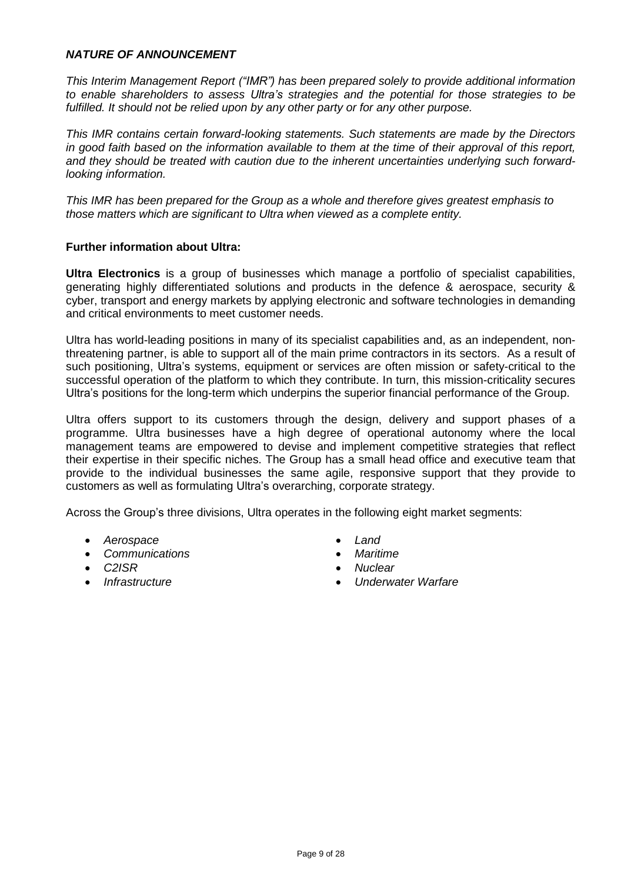## *NATURE OF ANNOUNCEMENT*

*This Interim Management Report ("IMR") has been prepared solely to provide additional information to enable shareholders to assess Ultra's strategies and the potential for those strategies to be fulfilled. It should not be relied upon by any other party or for any other purpose.*

*This IMR contains certain forward-looking statements. Such statements are made by the Directors in good faith based on the information available to them at the time of their approval of this report, and they should be treated with caution due to the inherent uncertainties underlying such forward-looking information.*

*This IMR has been prepared for the Group as a whole and therefore gives greatest emphasis to those matters which are significant to Ultra when viewed as a complete entity.*

### Further information about Ultra:

**Ultra Electronics** is a group of businesses which manage a portfolio of specialist capabilities, generating highly differentiated solutions and products in the defence & aerospace, security & cyber, transport and energy markets by applying electronic and software technologies in demanding and critical environments to meet customer needs.

Ultra has world-leading positions in many of its specialist capabilities and, as an independent, non-threatening partner, is able to support all of the main prime contractors in its sectors. As a result of such positioning, Ultra's systems, equipment or services are often mission or safety-critical to the successful operation of the platform to which they contribute. In turn, this mission-criticality secures Ultra's positions for the long-term which underpins the superior financial performance of the Group.

Ultra offers support to its customers through the design, delivery and support phases of a programme. Ultra businesses have a high degree of operational autonomy where the local management teams are empowered to devise and implement competitive strategies that reflect their expertise in their specific niches. The Group has a small head office and executive team that provide to the individual businesses the same agile, responsive support that they provide to customers as well as formulating Ultra's overarching, corporate strategy.

Across the Group's three divisions, Ultra operates in the following eight market segments:

- *Aerospace*
- *Communications*
- *C2ISR*
- *Infrastructure*
- *Land*
- *Maritime*
- *Nuclear*
- *Underwater Warfare*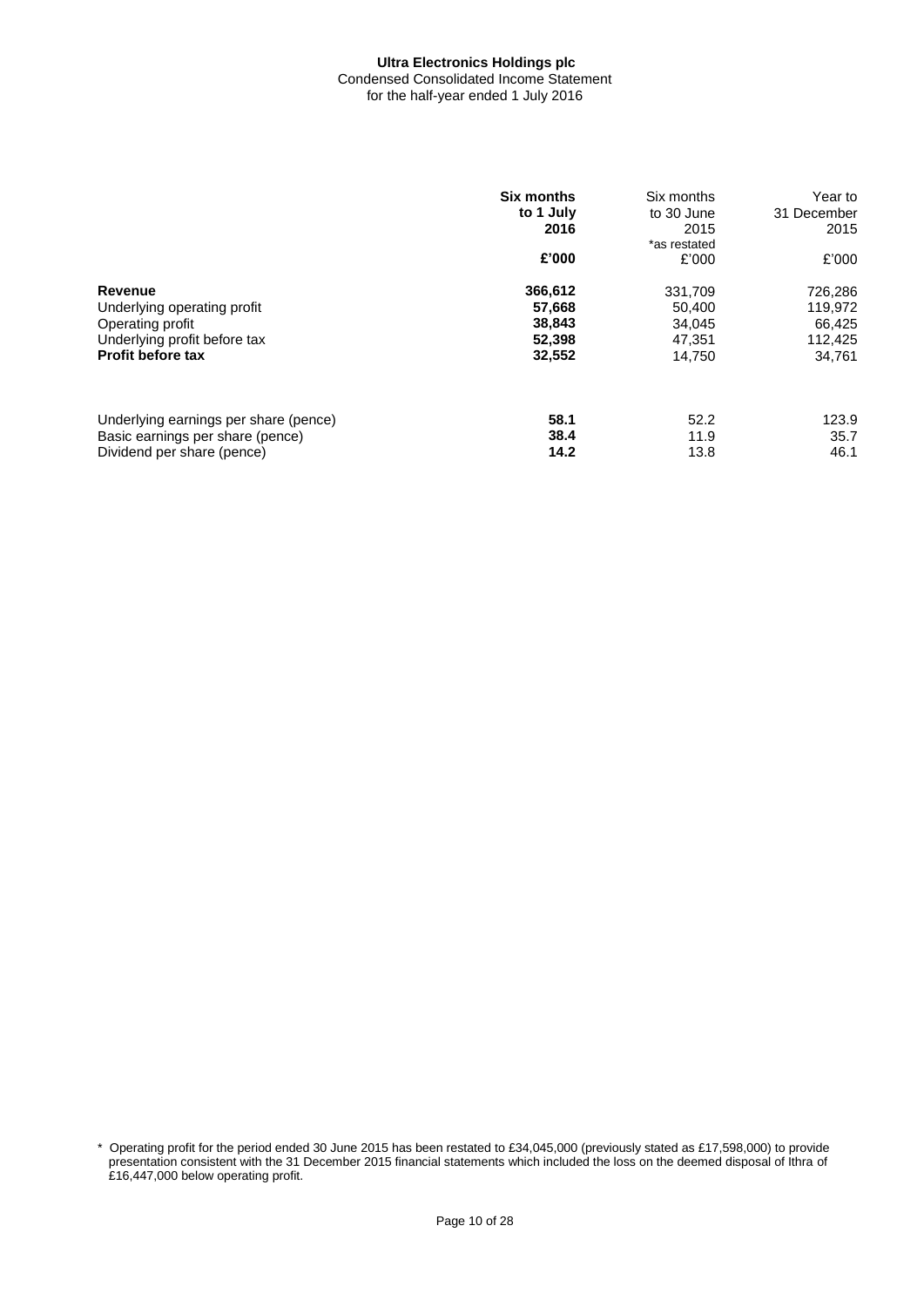**Ultra Electronics Holdings plc**
Condensed Consolidated Income Statement
for the half-year ended 1 July 2016

| | **Six months to 1 July 2016** | Six months to 30 June 2015 *as restated | Year to 31 December 2015 |
|---|---|---|---|
| | **£'000** | £'000 | £'000 |
| **Revenue** | **366,612** | 331,709 | 726,286 |
| Underlying operating profit | **57,668** | 50,400 | 119,972 |
| Operating profit | **38,843** | 34,045 | 66,425 |
| Underlying profit before tax | **52,398** | 47,351 | 112,425 |
| **Profit before tax** | **32,552** | 14,750 | 34,761 |
| | | | |
| Underlying earnings per share (pence) | **58.1** | 52.2 | 123.9 |
| Basic earnings per share (pence) | **38.4** | 11.9 | 35.7 |
| Dividend per share (pence) | **14.2** | 13.8 | 46.1 |

\* Operating profit for the period ended 30 June 2015 has been restated to £34,045,000 (previously stated as £17,598,000) to provide presentation consistent with the 31 December 2015 financial statements which included the loss on the deemed disposal of Ithra of £16,447,000 below operating profit.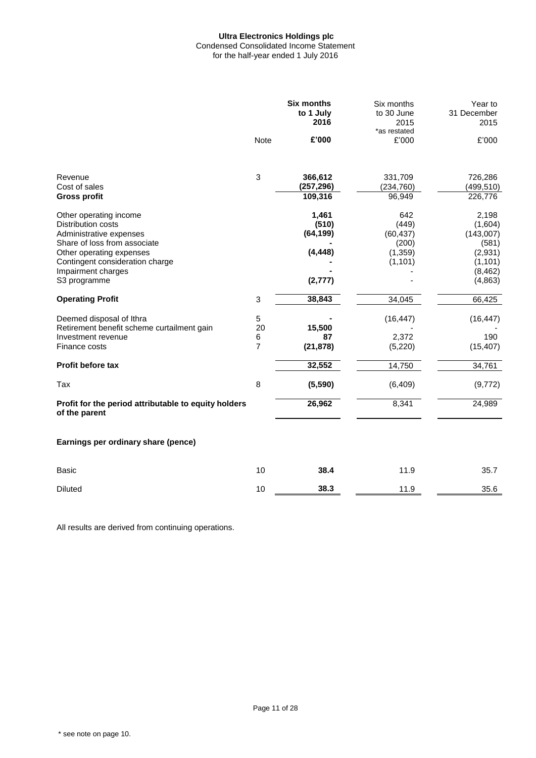**Ultra Electronics Holdings plc**
Condensed Consolidated Income Statement
for the half-year ended 1 July 2016

| | Note | **Six months to 1 July 2016** | Six months to 30 June 2015 *as restated | Year to 31 December 2015 |
|---|---|---|---|---|
| | | **£'000** | £'000 | £'000 |
| Revenue | 3 | **366,612** | 331,709 | 726,286 |
| Cost of sales | | **(257,296)** | (234,760) | (499,510) |
| **Gross profit** | | **109,316** | 96,949 | 226,776 |
| Other operating income | | **1,461** | 642 | 2,198 |
| Distribution costs | | **(510)** | (449) | (1,604) |
| Administrative expenses | | **(64,199)** | (60,437) | (143,007) |
| Share of loss from associate | | **-** | (200) | (581) |
| Other operating expenses | | **(4,448)** | (1,359) | (2,931) |
| Contingent consideration charge | | **-** | (1,101) | (1,101) |
| Impairment charges | | **-** | - | (8,462) |
| S3 programme | | **(2,777)** | - | (4,863) |
| **Operating Profit** | 3 | **38,843** | 34,045 | 66,425 |
| Deemed disposal of Ithra | 5 | **-** | (16,447) | (16,447) |
| Retirement benefit scheme curtailment gain | 20 | **15,500** | - | - |
| Investment revenue | 6 | **87** | 2,372 | 190 |
| Finance costs | 7 | **(21,878)** | (5,220) | (15,407) |
| **Profit before tax** | | **32,552** | 14,750 | 34,761 |
| Tax | 8 | **(5,590)** | (6,409) | (9,772) |
| **Profit for the period attributable to equity holders of the parent** | | **26,962** | 8,341 | 24,989 |
| | | | | |
| **Earnings per ordinary share (pence)** | | | | |
| Basic | 10 | **38.4** | 11.9 | 35.7 |
| Diluted | 10 | **38.3** | 11.9 | 35.6 |

All results are derived from continuing operations.

\* see note on page 10.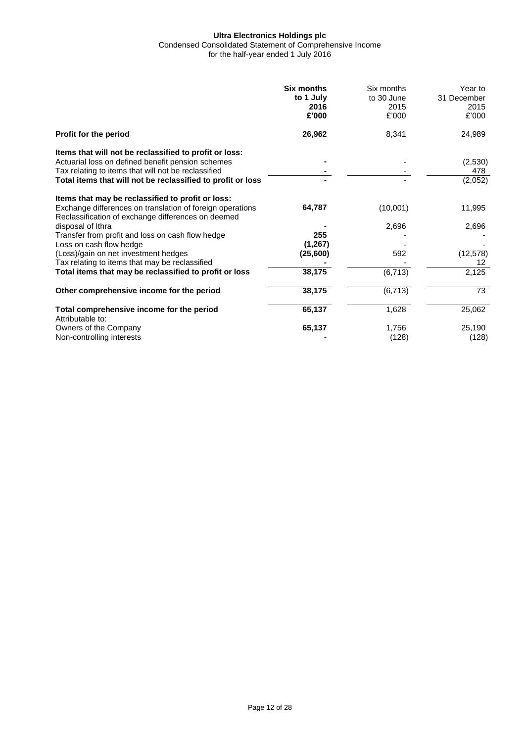# Ultra Electronics Holdings plc

Condensed Consolidated Statement of Comprehensive Income
for the half-year ended 1 July 2016

| | **Six months to 1 July 2016 £'000** | Six months to 30 June 2015 £'000 | Year to 31 December 2015 £'000 |
|---|---|---|---|
| **Profit for the period** | **26,962** | 8,341 | 24,989 |
| **Items that will not be reclassified to profit or loss:** | | | |
| Actuarial loss on defined benefit pension schemes | **-** | - | (2,530) |
| Tax relating to items that will not be reclassified | **-** | - | 478 |
| **Total items that will not be reclassified to profit or loss** | **-** | - | (2,052) |
| **Items that may be reclassified to profit or loss:** | | | |
| Exchange differences on translation of foreign operations | **64,787** | (10,001) | 11,995 |
| Reclassification of exchange differences on deemed disposal of Ithra | **-** | 2,696 | 2,696 |
| Transfer from profit and loss on cash flow hedge | **255** | - | - |
| Loss on cash flow hedge | **(1,267)** | - | - |
| (Loss)/gain on net investment hedges | **(25,600)** | 592 | (12,578) |
| Tax relating to items that may be reclassified | **-** | - | 12 |
| **Total items that may be reclassified to profit or loss** | **38,175** | (6,713) | 2,125 |
| **Other comprehensive income for the period** | **38,175** | (6,713) | 73 |
| **Total comprehensive income for the period** | **65,137** | 1,628 | 25,062 |
| Attributable to: | | | |
| Owners of the Company | **65,137** | 1,756 | 25,190 |
| Non-controlling interests | **-** | (128) | (128) |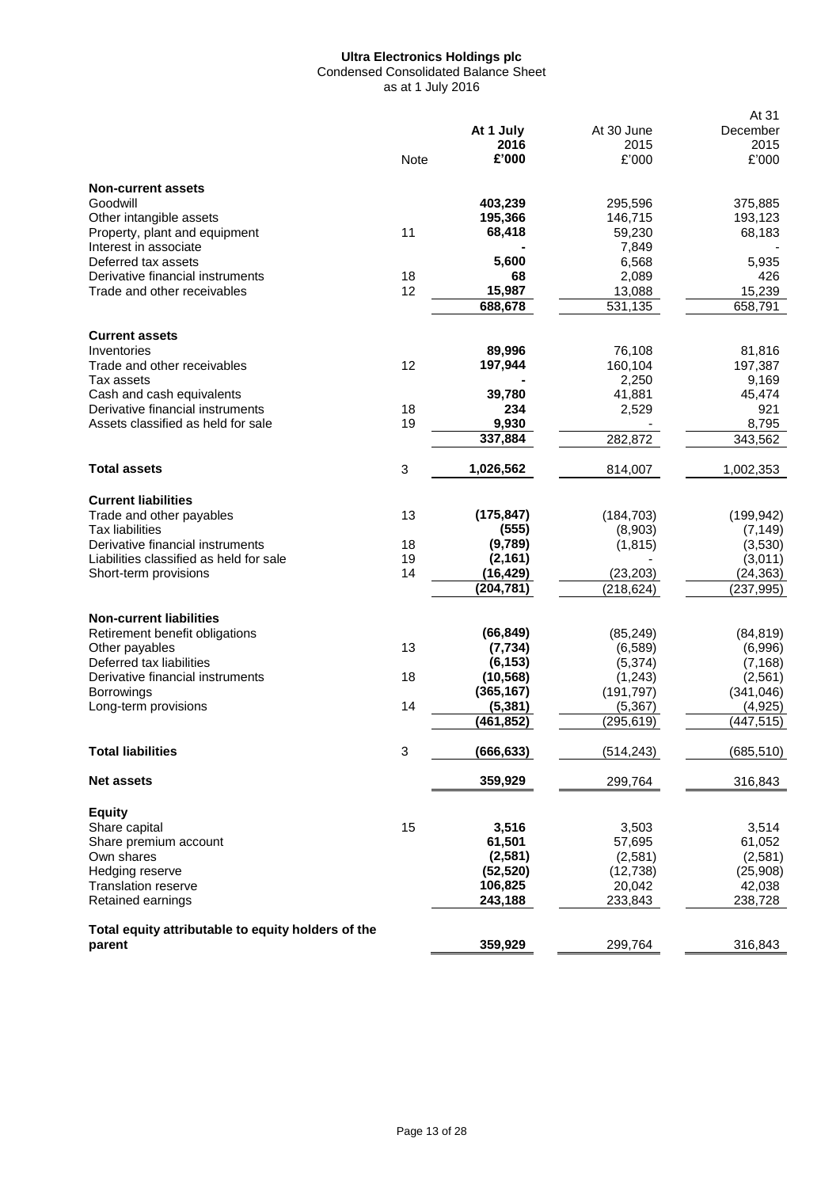**Ultra Electronics Holdings plc**
Condensed Consolidated Balance Sheet
as at 1 July 2016

| | Note | **At 1 July 2016 £'000** | At 30 June 2015 £'000 | At 31 December 2015 £'000 |
|---|---|---|---|---|
| **Non-current assets** | | | | |
| Goodwill | | **403,239** | 295,596 | 375,885 |
| Other intangible assets | | **195,366** | 146,715 | 193,123 |
| Property, plant and equipment | 11 | **68,418** | 59,230 | 68,183 |
| Interest in associate | | **-** | 7,849 | - |
| Deferred tax assets | | **5,600** | 6,568 | 5,935 |
| Derivative financial instruments | 18 | **68** | 2,089 | 426 |
| Trade and other receivables | 12 | **15,987** | 13,088 | 15,239 |
| | | **688,678** | 531,135 | 658,791 |
| **Current assets** | | | | |
| Inventories | | **89,996** | 76,108 | 81,816 |
| Trade and other receivables | 12 | **197,944** | 160,104 | 197,387 |
| Tax assets | | **-** | 2,250 | 9,169 |
| Cash and cash equivalents | | **39,780** | 41,881 | 45,474 |
| Derivative financial instruments | 18 | **234** | 2,529 | 921 |
| Assets classified as held for sale | 19 | **9,930** | - | 8,795 |
| | | **337,884** | 282,872 | 343,562 |
| **Total assets** | 3 | **1,026,562** | 814,007 | 1,002,353 |
| **Current liabilities** | | | | |
| Trade and other payables | 13 | **(175,847)** | (184,703) | (199,942) |
| Tax liabilities | | **(555)** | (8,903) | (7,149) |
| Derivative financial instruments | 18 | **(9,789)** | (1,815) | (3,530) |
| Liabilities classified as held for sale | 19 | **(2,161)** | - | (3,011) |
| Short-term provisions | 14 | **(16,429)** | (23,203) | (24,363) |
| | | **(204,781)** | (218,624) | (237,995) |
| **Non-current liabilities** | | | | |
| Retirement benefit obligations | | **(66,849)** | (85,249) | (84,819) |
| Other payables | 13 | **(7,734)** | (6,589) | (6,996) |
| Deferred tax liabilities | | **(6,153)** | (5,374) | (7,168) |
| Derivative financial instruments | 18 | **(10,568)** | (1,243) | (2,561) |
| Borrowings | | **(365,167)** | (191,797) | (341,046) |
| Long-term provisions | 14 | **(5,381)** | (5,367) | (4,925) |
| | | **(461,852)** | (295,619) | (447,515) |
| **Total liabilities** | 3 | **(666,633)** | (514,243) | (685,510) |
| **Net assets** | | **359,929** | 299,764 | 316,843 |
| **Equity** | | | | |
| Share capital | 15 | **3,516** | 3,503 | 3,514 |
| Share premium account | | **61,501** | 57,695 | 61,052 |
| Own shares | | **(2,581)** | (2,581) | (2,581) |
| Hedging reserve | | **(52,520)** | (12,738) | (25,908) |
| Translation reserve | | **106,825** | 20,042 | 42,038 |
| Retained earnings | | **243,188** | 233,843 | 238,728 |
| **Total equity attributable to equity holders of the parent** | | **359,929** | 299,764 | 316,843 |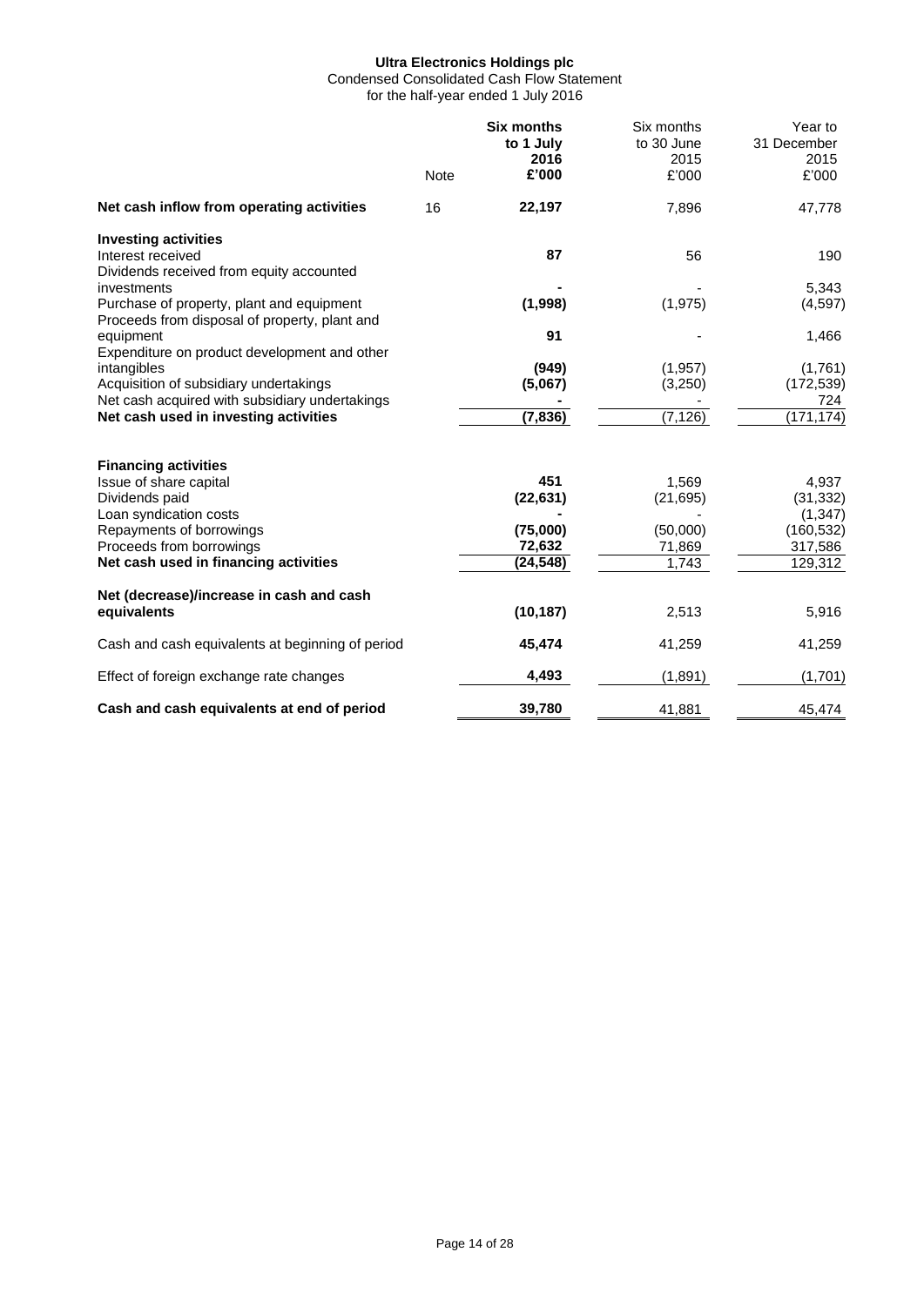**Ultra Electronics Holdings plc**
Condensed Consolidated Cash Flow Statement
for the half-year ended 1 July 2016

| | Note | **Six months to 1 July 2016 £'000** | Six months to 30 June 2015 £'000 | Year to 31 December 2015 £'000 |
|---|---|---|---|---|
| **Net cash inflow from operating activities** | 16 | **22,197** | 7,896 | 47,778 |
| **Investing activities** | | | | |
| Interest received | | **87** | 56 | 190 |
| Dividends received from equity accounted investments | | **-** | - | 5,343 |
| Purchase of property, plant and equipment | | **(1,998)** | (1,975) | (4,597) |
| Proceeds from disposal of property, plant and equipment | | **91** | - | 1,466 |
| Expenditure on product development and other intangibles | | **(949)** | (1,957) | (1,761) |
| Acquisition of subsidiary undertakings | | **(5,067)** | (3,250) | (172,539) |
| Net cash acquired with subsidiary undertakings | | **-** | - | 724 |
| **Net cash used in investing activities** | | **(7,836)** | (7,126) | (171,174) |
| **Financing activities** | | | | |
| Issue of share capital | | **451** | 1,569 | 4,937 |
| Dividends paid | | **(22,631)** | (21,695) | (31,332) |
| Loan syndication costs | | **-** | - | (1,347) |
| Repayments of borrowings | | **(75,000)** | (50,000) | (160,532) |
| Proceeds from borrowings | | **72,632** | 71,869 | 317,586 |
| **Net cash used in financing activities** | | **(24,548)** | 1,743 | 129,312 |
| **Net (decrease)/increase in cash and cash equivalents** | | **(10,187)** | 2,513 | 5,916 |
| Cash and cash equivalents at beginning of period | | **45,474** | 41,259 | 41,259 |
| Effect of foreign exchange rate changes | | **4,493** | (1,891) | (1,701) |
| **Cash and cash equivalents at end of period** | | **39,780** | 41,881 | 45,474 |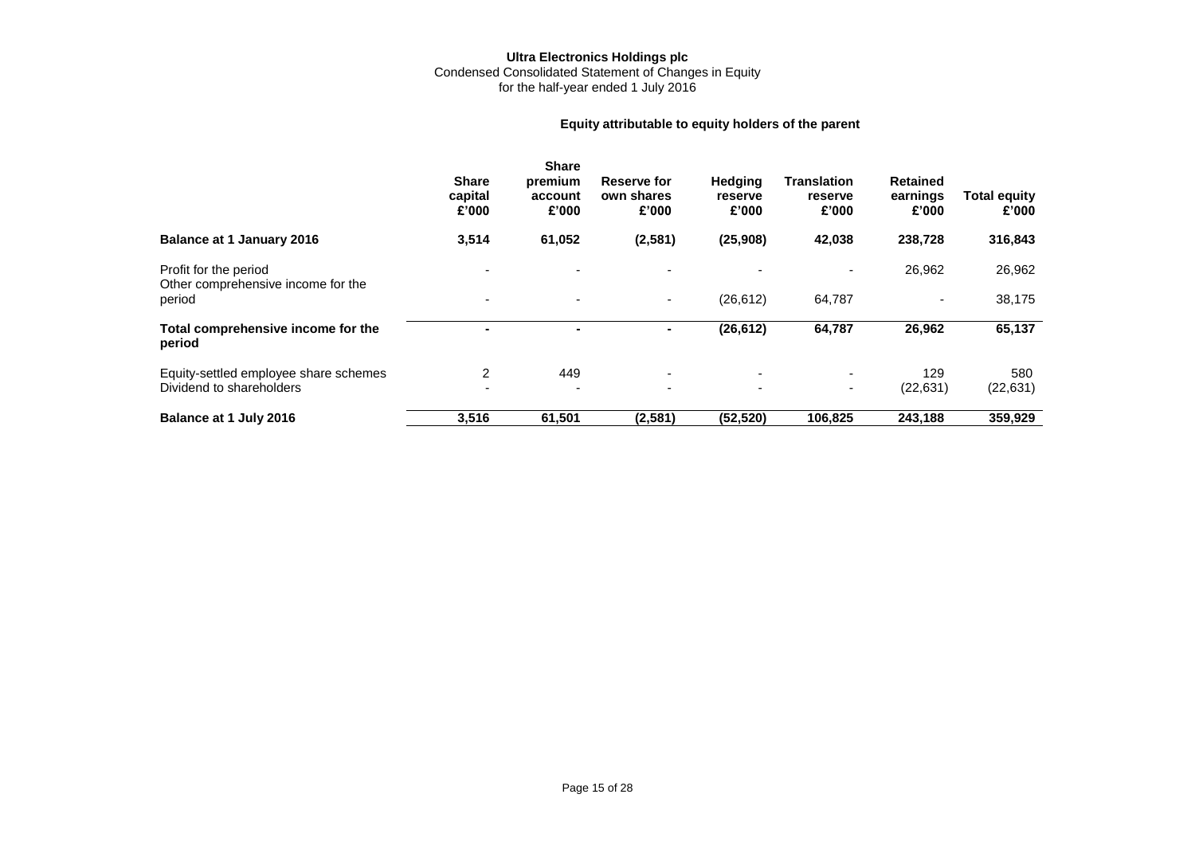**Ultra Electronics Holdings plc**
Condensed Consolidated Statement of Changes in Equity
for the half-year ended 1 July 2016

**Equity attributable to equity holders of the parent**

| | Share capital £'000 | Share premium account £'000 | Reserve for own shares £'000 | Hedging reserve £'000 | Translation reserve £'000 | Retained earnings £'000 | Total equity £'000 |
|---|---|---|---|---|---|---|---|
| **Balance at 1 January 2016** | **3,514** | **61,052** | **(2,581)** | **(25,908)** | **42,038** | **238,728** | **316,843** |
| Profit for the period | - | - | - | - | - | 26,962 | 26,962 |
| Other comprehensive income for the period | - | - | - | (26,612) | 64,787 | - | 38,175 |
| **Total comprehensive income for the period** | **-** | **-** | **-** | **(26,612)** | **64,787** | **26,962** | **65,137** |
| Equity-settled employee share schemes | 2 | 449 | - | - | - | 129 | 580 |
| Dividend to shareholders | - | - | - | - | - | (22,631) | (22,631) |
| **Balance at 1 July 2016** | **3,516** | **61,501** | **(2,581)** | **(52,520)** | **106,825** | **243,188** | **359,929** |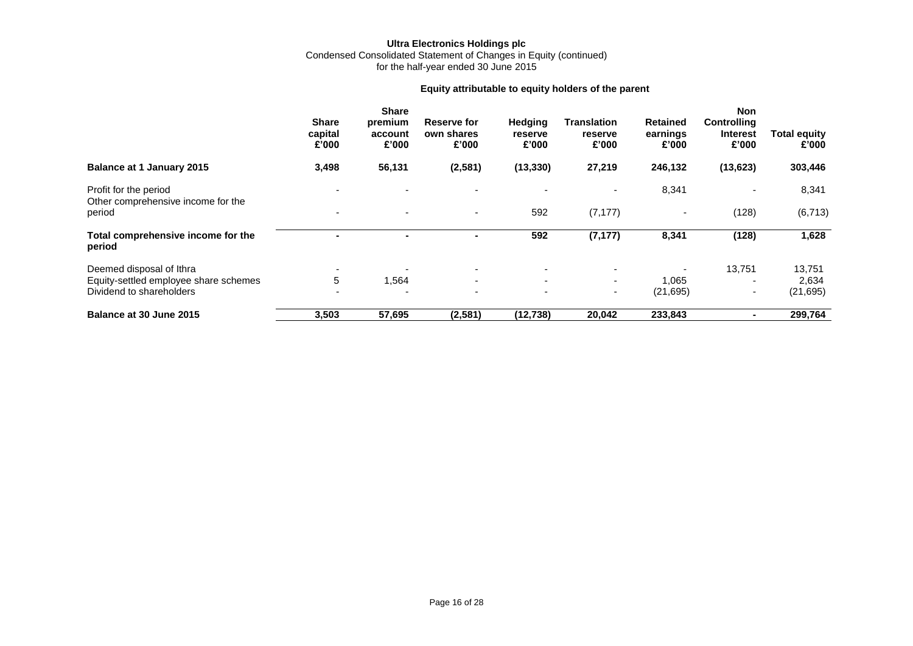**Ultra Electronics Holdings plc**
Condensed Consolidated Statement of Changes in Equity (continued)
for the half-year ended 30 June 2015

**Equity attributable to equity holders of the parent**

| | Share capital £'000 | Share premium account £'000 | Reserve for own shares £'000 | Hedging reserve £'000 | Translation reserve £'000 | Retained earnings £'000 | Non Controlling Interest £'000 | Total equity £'000 |
|---|---|---|---|---|---|---|---|---|
| **Balance at 1 January 2015** | **3,498** | **56,131** | **(2,581)** | **(13,330)** | **27,219** | **246,132** | **(13,623)** | **303,446** |
| Profit for the period | - | - | - | - | - | 8,341 | - | 8,341 |
| Other comprehensive income for the period | - | - | - | 592 | (7,177) | - | (128) | (6,713) |
| **Total comprehensive income for the period** | **-** | **-** | **-** | **592** | **(7,177)** | **8,341** | **(128)** | **1,628** |
| Deemed disposal of Ithra | - | - | - | - | - | - | 13,751 | 13,751 |
| Equity-settled employee share schemes | 5 | 1,564 | - | - | - | 1,065 | - | 2,634 |
| Dividend to shareholders | - | - | - | - | - | (21,695) | - | (21,695) |
| **Balance at 30 June 2015** | **3,503** | **57,695** | **(2,581)** | **(12,738)** | **20,042** | **233,843** | **-** | **299,764** |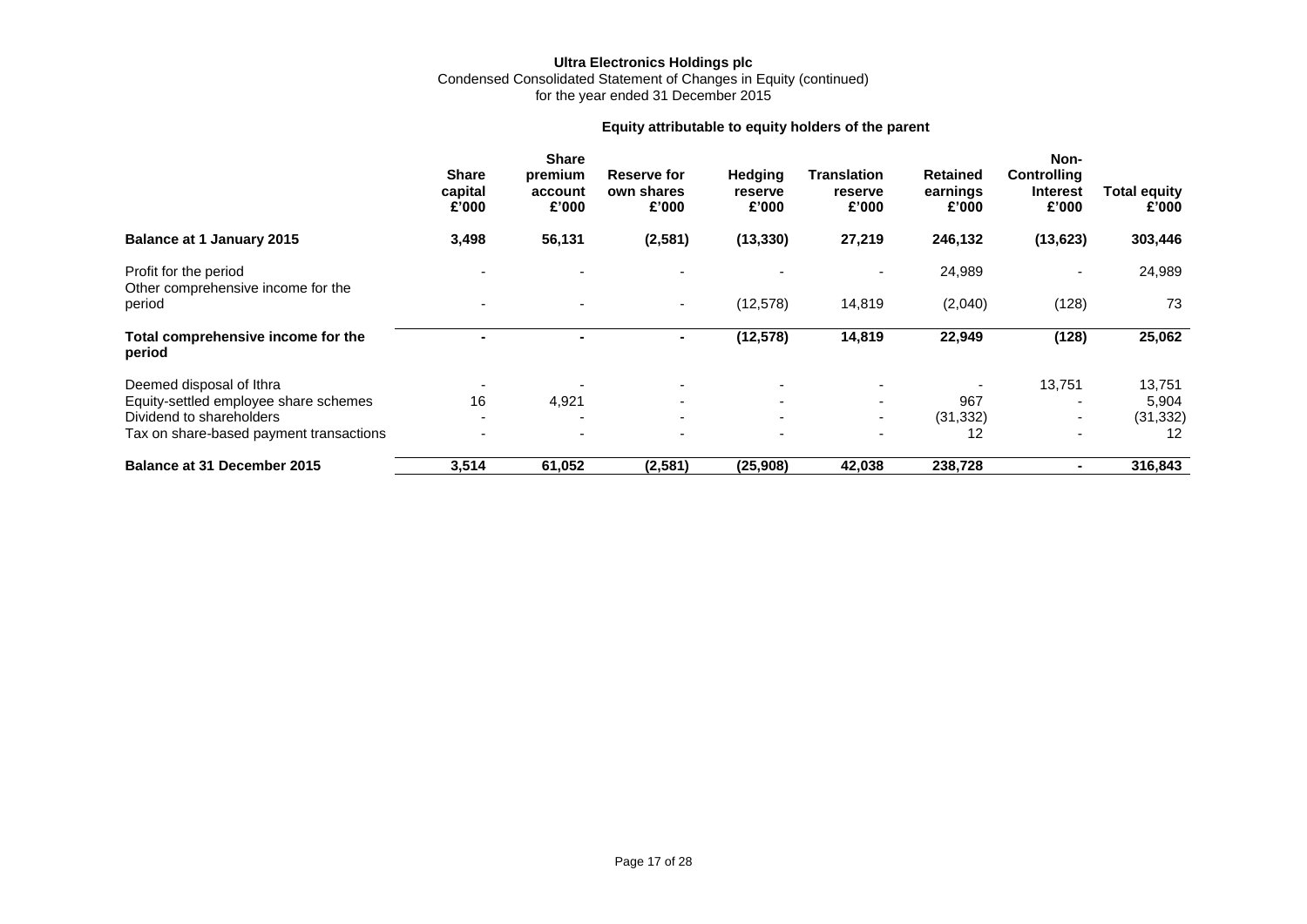**Ultra Electronics Holdings plc**
Condensed Consolidated Statement of Changes in Equity (continued)
for the year ended 31 December 2015

| | Equity attributable to equity holders of the parent | | | | | | | |
|---|---|---|---|---|---|---|---|---|
| | **Share capital £'000** | **Share premium account £'000** | **Reserve for own shares £'000** | **Hedging reserve £'000** | **Translation reserve £'000** | **Retained earnings £'000** | **Non-Controlling Interest £'000** | **Total equity £'000** |
| **Balance at 1 January 2015** | **3,498** | **56,131** | **(2,581)** | **(13,330)** | **27,219** | **246,132** | **(13,623)** | **303,446** |
| Profit for the period | - | - | - | - | - | 24,989 | - | 24,989 |
| Other comprehensive income for the period | - | - | - | (12,578) | 14,819 | (2,040) | (128) | 73 |
| **Total comprehensive income for the period** | **-** | **-** | **-** | **(12,578)** | **14,819** | **22,949** | **(128)** | **25,062** |
| Deemed disposal of Ithra | - | - | - | - | - | - | 13,751 | 13,751 |
| Equity-settled employee share schemes | 16 | 4,921 | - | - | - | 967 | - | 5,904 |
| Dividend to shareholders | - | - | - | - | - | (31,332) | - | (31,332) |
| Tax on share-based payment transactions | - | - | - | - | - | 12 | - | 12 |
| **Balance at 31 December 2015** | **3,514** | **61,052** | **(2,581)** | **(25,908)** | **42,038** | **238,728** | **-** | **316,843** |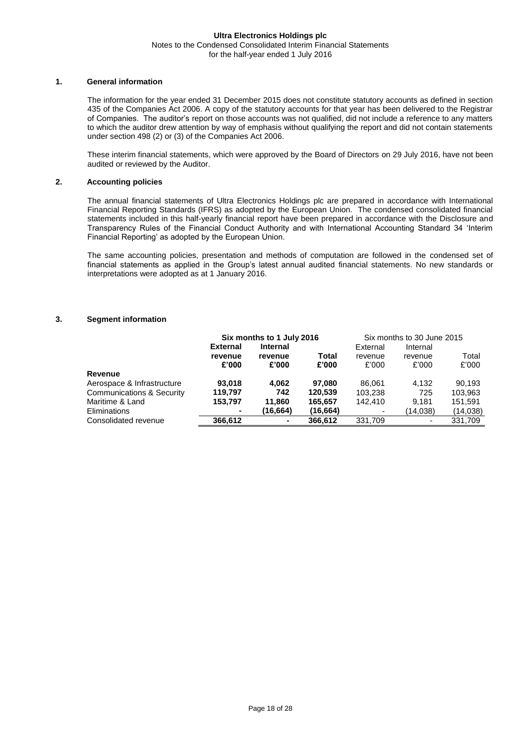**Ultra Electronics Holdings plc**
Notes to the Condensed Consolidated Interim Financial Statements
for the half-year ended 1 July 2016

## 1. General information

The information for the year ended 31 December 2015 does not constitute statutory accounts as defined in section 435 of the Companies Act 2006. A copy of the statutory accounts for that year has been delivered to the Registrar of Companies. The auditor's report on those accounts was not qualified, did not include a reference to any matters to which the auditor drew attention by way of emphasis without qualifying the report and did not contain statements under section 498 (2) or (3) of the Companies Act 2006.

These interim financial statements, which were approved by the Board of Directors on 29 July 2016, have not been audited or reviewed by the Auditor.

## 2. Accounting policies

The annual financial statements of Ultra Electronics Holdings plc are prepared in accordance with International Financial Reporting Standards (IFRS) as adopted by the European Union. The condensed consolidated financial statements included in this half-yearly financial report have been prepared in accordance with the Disclosure and Transparency Rules of the Financial Conduct Authority and with International Accounting Standard 34 'Interim Financial Reporting' as adopted by the European Union.

The same accounting policies, presentation and methods of computation are followed in the condensed set of financial statements as applied in the Group's latest annual audited financial statements. No new standards or interpretations were adopted as at 1 January 2016.

## 3. Segment information

| | **Six months to 1 July 2016** | | | Six months to 30 June 2015 | | |
|---|---|---|---|---|---|---|
| | **External revenue £'000** | **Internal revenue £'000** | **Total £'000** | External revenue £'000 | Internal revenue £'000 | Total £'000 |
| **Revenue** | | | | | | |
| Aerospace & Infrastructure | **93,018** | **4,062** | **97,080** | 86,061 | 4,132 | 90,193 |
| Communications & Security | **119,797** | **742** | **120,539** | 103,238 | 725 | 103,963 |
| Maritime & Land | **153,797** | **11,860** | **165,657** | 142,410 | 9,181 | 151,591 |
| Eliminations | **-** | **(16,664)** | **(16,664)** | - | (14,038) | (14,038) |
| Consolidated revenue | **366,612** | **-** | **366,612** | 331,709 | - | 331,709 |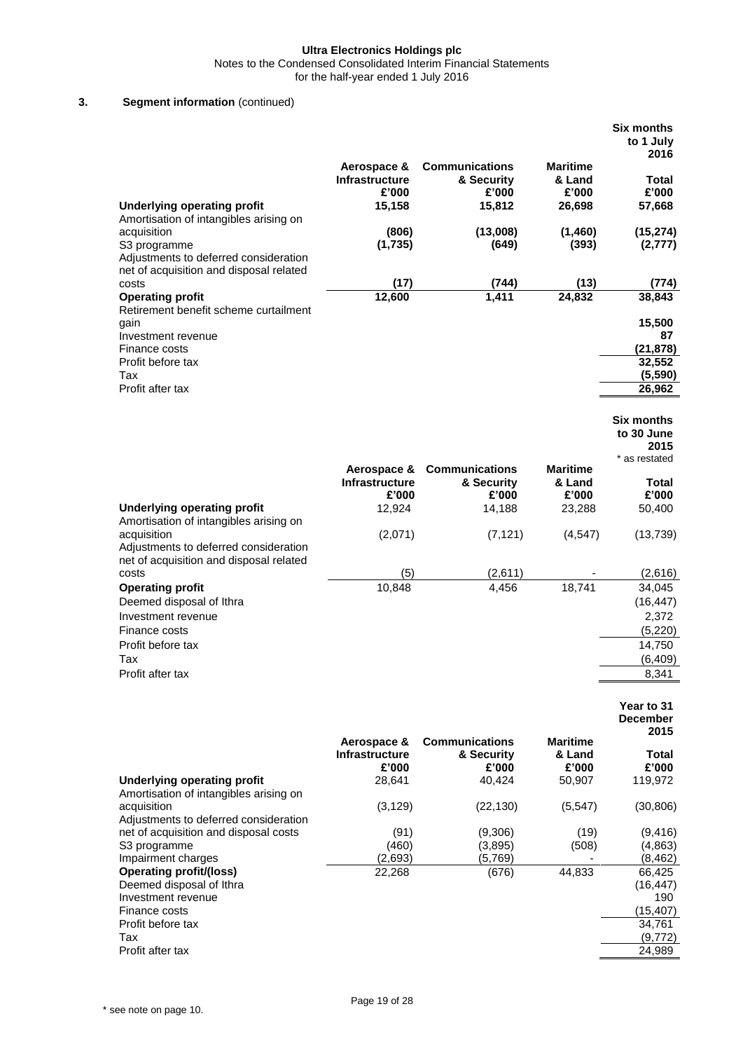## 3. Segment information (continued)

| | Aerospace & Infrastructure £'000 | Communications & Security £'000 | Maritime & Land £'000 | Six months to 1 July 2016 Total £'000 |
|---|---|---|---|---|
| **Underlying operating profit** | **15,158** | **15,812** | **26,698** | **57,668** |
| Amortisation of intangibles arising on acquisition | **(806)** | **(13,008)** | **(1,460)** | **(15,274)** |
| S3 programme | **(1,735)** | **(649)** | **(393)** | **(2,777)** |
| Adjustments to deferred consideration net of acquisition and disposal related costs | **(17)** | **(744)** | **(13)** | **(774)** |
| **Operating profit** | **12,600** | **1,411** | **24,832** | **38,843** |
| Retirement benefit scheme curtailment gain | | | | **15,500** |
| Investment revenue | | | | **87** |
| Finance costs | | | | **(21,878)** |
| Profit before tax | | | | **32,552** |
| Tax | | | | **(5,590)** |
| Profit after tax | | | | **26,962** |

| | Aerospace & Infrastructure £'000 | Communications & Security £'000 | Maritime & Land £'000 | Six months to 30 June 2015 * as restated Total £'000 |
|---|---|---|---|---|
| **Underlying operating profit** | 12,924 | 14,188 | 23,288 | 50,400 |
| Amortisation of intangibles arising on acquisition | (2,071) | (7,121) | (4,547) | (13,739) |
| Adjustments to deferred consideration net of acquisition and disposal related costs | (5) | (2,611) | - | (2,616) |
| **Operating profit** | 10,848 | 4,456 | 18,741 | 34,045 |
| Deemed disposal of Ithra | | | | (16,447) |
| Investment revenue | | | | 2,372 |
| Finance costs | | | | (5,220) |
| Profit before tax | | | | 14,750 |
| Tax | | | | (6,409) |
| Profit after tax | | | | 8,341 |

| | Aerospace & Infrastructure £'000 | Communications & Security £'000 | Maritime & Land £'000 | Year to 31 December 2015 Total £'000 |
|---|---|---|---|---|
| **Underlying operating profit** | 28,641 | 40,424 | 50,907 | 119,972 |
| Amortisation of intangibles arising on acquisition | (3,129) | (22,130) | (5,547) | (30,806) |
| Adjustments to deferred consideration net of acquisition and disposal costs | (91) | (9,306) | (19) | (9,416) |
| S3 programme | (460) | (3,895) | (508) | (4,863) |
| Impairment charges | (2,693) | (5,769) | - | (8,462) |
| **Operating profit/(loss)** | 22,268 | (676) | 44,833 | 66,425 |
| Deemed disposal of Ithra | | | | (16,447) |
| Investment revenue | | | | 190 |
| Finance costs | | | | (15,407) |
| Profit before tax | | | | 34,761 |
| Tax | | | | (9,772) |
| Profit after tax | | | | 24,989 |

\* see note on page 10.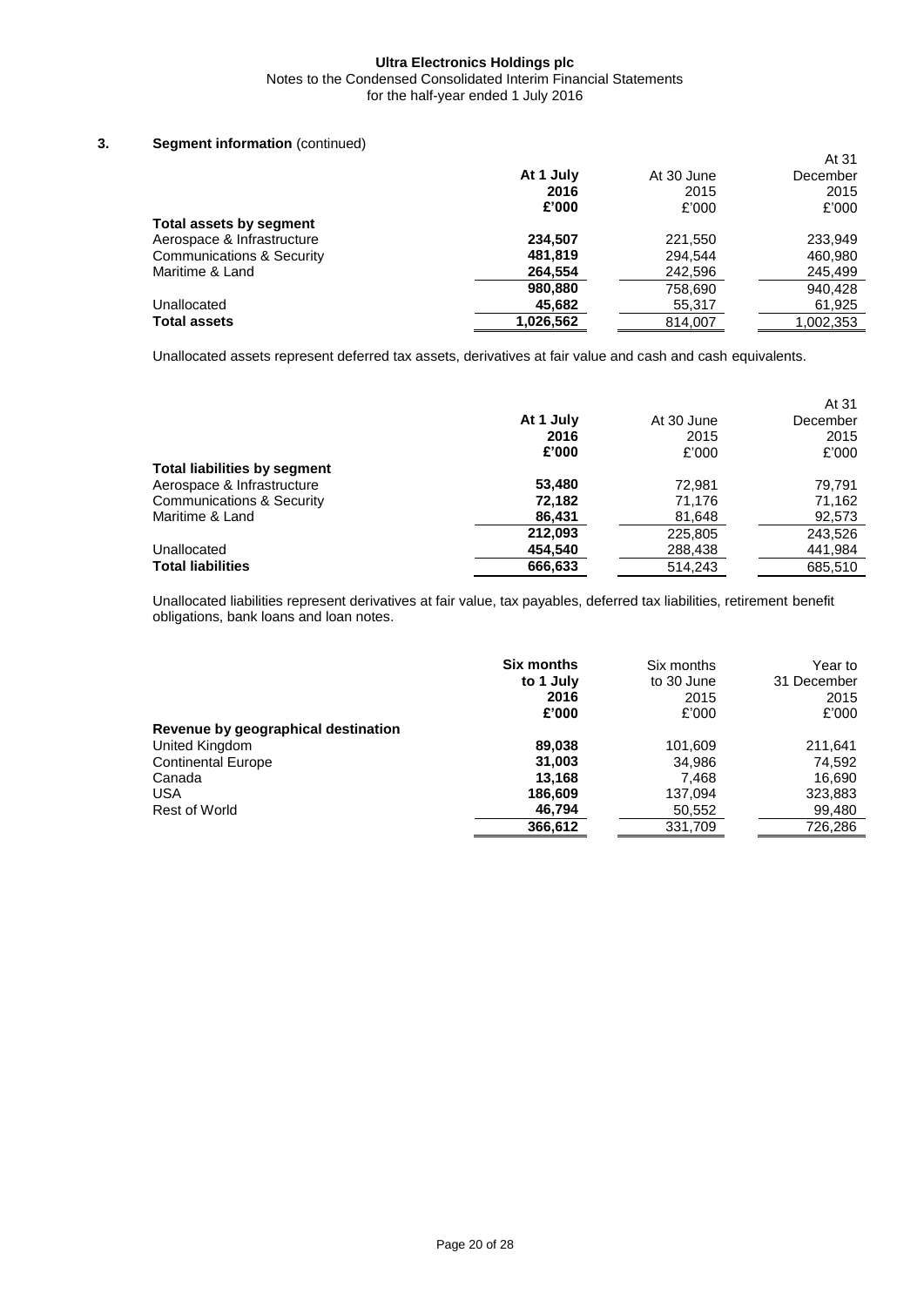### 3. Segment information (continued)

| | At 1 July 2016 £'000 | At 30 June 2015 £'000 | At 31 December 2015 £'000 |
|---|---|---|---|
| **Total assets by segment** | | | |
| Aerospace & Infrastructure | **234,507** | 221,550 | 233,949 |
| Communications & Security | **481,819** | 294,544 | 460,980 |
| Maritime & Land | **264,554** | 242,596 | 245,499 |
| | **980,880** | 758,690 | 940,428 |
| Unallocated | **45,682** | 55,317 | 61,925 |
| **Total assets** | **1,026,562** | 814,007 | 1,002,353 |

Unallocated assets represent deferred tax assets, derivatives at fair value and cash and cash equivalents.

| | At 1 July 2016 £'000 | At 30 June 2015 £'000 | At 31 December 2015 £'000 |
|---|---|---|---|
| **Total liabilities by segment** | | | |
| Aerospace & Infrastructure | **53,480** | 72,981 | 79,791 |
| Communications & Security | **72,182** | 71,176 | 71,162 |
| Maritime & Land | **86,431** | 81,648 | 92,573 |
| | **212,093** | 225,805 | 243,526 |
| Unallocated | **454,540** | 288,438 | 441,984 |
| **Total liabilities** | **666,633** | 514,243 | 685,510 |

Unallocated liabilities represent derivatives at fair value, tax payables, deferred tax liabilities, retirement benefit obligations, bank loans and loan notes.

| | Six months to 1 July 2016 £'000 | Six months to 30 June 2015 £'000 | Year to 31 December 2015 £'000 |
|---|---|---|---|
| **Revenue by geographical destination** | | | |
| United Kingdom | **89,038** | 101,609 | 211,641 |
| Continental Europe | **31,003** | 34,986 | 74,592 |
| Canada | **13,168** | 7,468 | 16,690 |
| USA | **186,609** | 137,094 | 323,883 |
| Rest of World | **46,794** | 50,552 | 99,480 |
| | **366,612** | 331,709 | 726,286 |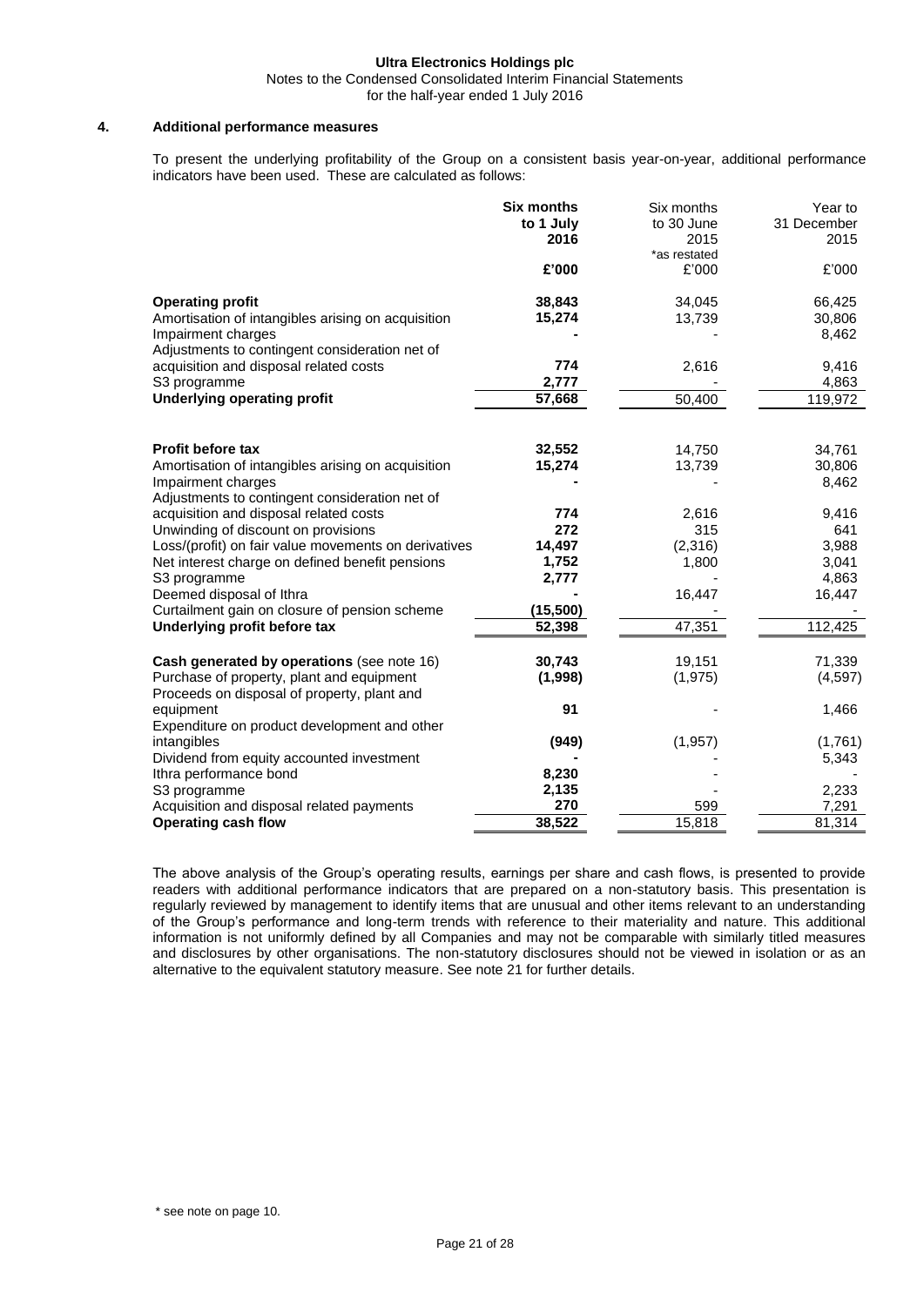Ultra Electronics Holdings plc

Notes to the Condensed Consolidated Interim Financial Statements

for the half-year ended 1 July 2016

## 4. Additional performance measures

To present the underlying profitability of the Group on a consistent basis year-on-year, additional performance indicators have been used. These are calculated as follows:

| | **Six months to 1 July 2016** | Six months to 30 June 2015 *as restated | Year to 31 December 2015 |
|---|---|---|---|
| | **£'000** | £'000 | £'000 |
| **Operating profit** | **38,843** | 34,045 | 66,425 |
| Amortisation of intangibles arising on acquisition | **15,274** | 13,739 | 30,806 |
| Impairment charges | **-** | - | 8,462 |
| Adjustments to contingent consideration net of acquisition and disposal related costs | **774** | 2,616 | 9,416 |
| S3 programme | **2,777** | - | 4,863 |
| **Underlying operating profit** | **57,668** | 50,400 | 119,972 |
| | | | |
| **Profit before tax** | **32,552** | 14,750 | 34,761 |
| Amortisation of intangibles arising on acquisition | **15,274** | 13,739 | 30,806 |
| Impairment charges | **-** | - | 8,462 |
| Adjustments to contingent consideration net of acquisition and disposal related costs | **774** | 2,616 | 9,416 |
| Unwinding of discount on provisions | **272** | 315 | 641 |
| Loss/(profit) on fair value movements on derivatives | **14,497** | (2,316) | 3,988 |
| Net interest charge on defined benefit pensions | **1,752** | 1,800 | 3,041 |
| S3 programme | **2,777** | - | 4,863 |
| Deemed disposal of Ithra | **-** | 16,447 | 16,447 |
| Curtailment gain on closure of pension scheme | **(15,500)** | - | - |
| **Underlying profit before tax** | **52,398** | 47,351 | 112,425 |
| | | | |
| **Cash generated by operations** (see note 16) | **30,743** | 19,151 | 71,339 |
| Purchase of property, plant and equipment | **(1,998)** | (1,975) | (4,597) |
| Proceeds on disposal of property, plant and equipment | **91** | - | 1,466 |
| Expenditure on product development and other intangibles | **(949)** | (1,957) | (1,761) |
| Dividend from equity accounted investment | **-** | - | 5,343 |
| Ithra performance bond | **8,230** | - | - |
| S3 programme | **2,135** | - | 2,233 |
| Acquisition and disposal related payments | **270** | 599 | 7,291 |
| **Operating cash flow** | **38,522** | 15,818 | 81,314 |

The above analysis of the Group's operating results, earnings per share and cash flows, is presented to provide readers with additional performance indicators that are prepared on a non-statutory basis. This presentation is regularly reviewed by management to identify items that are unusual and other items relevant to an understanding of the Group's performance and long-term trends with reference to their materiality and nature. This additional information is not uniformly defined by all Companies and may not be comparable with similarly titled measures and disclosures by other organisations. The non-statutory disclosures should not be viewed in isolation or as an alternative to the equivalent statutory measure. See note 21 for further details.

\* see note on page 10.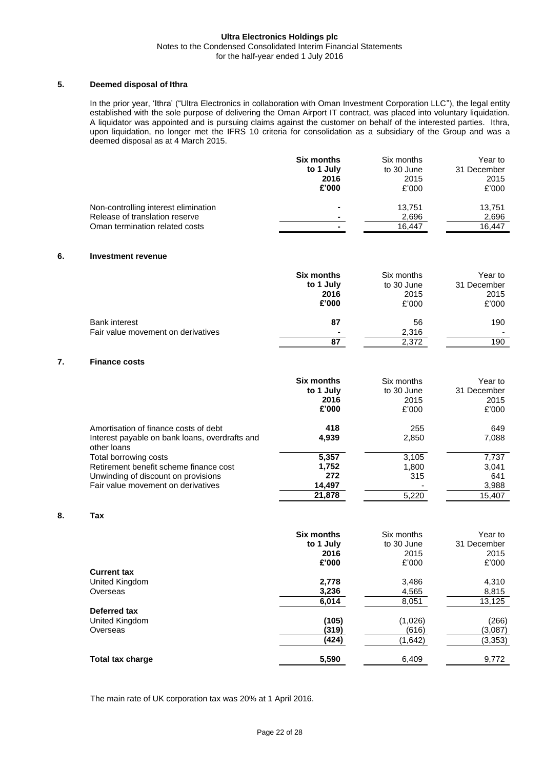### 5. Deemed disposal of Ithra

In the prior year, 'Ithra' ("Ultra Electronics in collaboration with Oman Investment Corporation LLC"), the legal entity established with the sole purpose of delivering the Oman Airport IT contract, was placed into voluntary liquidation. A liquidator was appointed and is pursuing claims against the customer on behalf of the interested parties. Ithra, upon liquidation, no longer met the IFRS 10 criteria for consolidation as a subsidiary of the Group and was a deemed disposal as at 4 March 2015.

| | **Six months to 1 July 2016 £'000** | Six months to 30 June 2015 £'000 | Year to 31 December 2015 £'000 |
|---|---|---|---|
| Non-controlling interest elimination | **-** | 13,751 | 13,751 |
| Release of translation reserve | **-** | 2,696 | 2,696 |
| Oman termination related costs | **-** | 16,447 | 16,447 |

### 6. Investment revenue

| | **Six months to 1 July 2016 £'000** | Six months to 30 June 2015 £'000 | Year to 31 December 2015 £'000 |
|---|---|---|---|
| Bank interest | **87** | 56 | 190 |
| Fair value movement on derivatives | **-** | 2,316 | - |
| | **87** | 2,372 | 190 |

### 7. Finance costs

| | **Six months to 1 July 2016 £'000** | Six months to 30 June 2015 £'000 | Year to 31 December 2015 £'000 |
|---|---|---|---|
| Amortisation of finance costs of debt | **418** | 255 | 649 |
| Interest payable on bank loans, overdrafts and other loans | **4,939** | 2,850 | 7,088 |
| Total borrowing costs | **5,357** | 3,105 | 7,737 |
| Retirement benefit scheme finance cost | **1,752** | 1,800 | 3,041 |
| Unwinding of discount on provisions | **272** | 315 | 641 |
| Fair value movement on derivatives | **14,497** | - | 3,988 |
| | **21,878** | 5,220 | 15,407 |

### 8. Tax

| | **Six months to 1 July 2016 £'000** | Six months to 30 June 2015 £'000 | Year to 31 December 2015 £'000 |
|---|---|---|---|
| **Current tax** | | | |
| United Kingdom | **2,778** | 3,486 | 4,310 |
| Overseas | **3,236** | 4,565 | 8,815 |
| | **6,014** | 8,051 | 13,125 |
| **Deferred tax** | | | |
| United Kingdom | **(105)** | (1,026) | (266) |
| Overseas | **(319)** | (616) | (3,087) |
| | **(424)** | (1,642) | (3,353) |
| **Total tax charge** | **5,590** | 6,409 | 9,772 |

The main rate of UK corporation tax was 20% at 1 April 2016.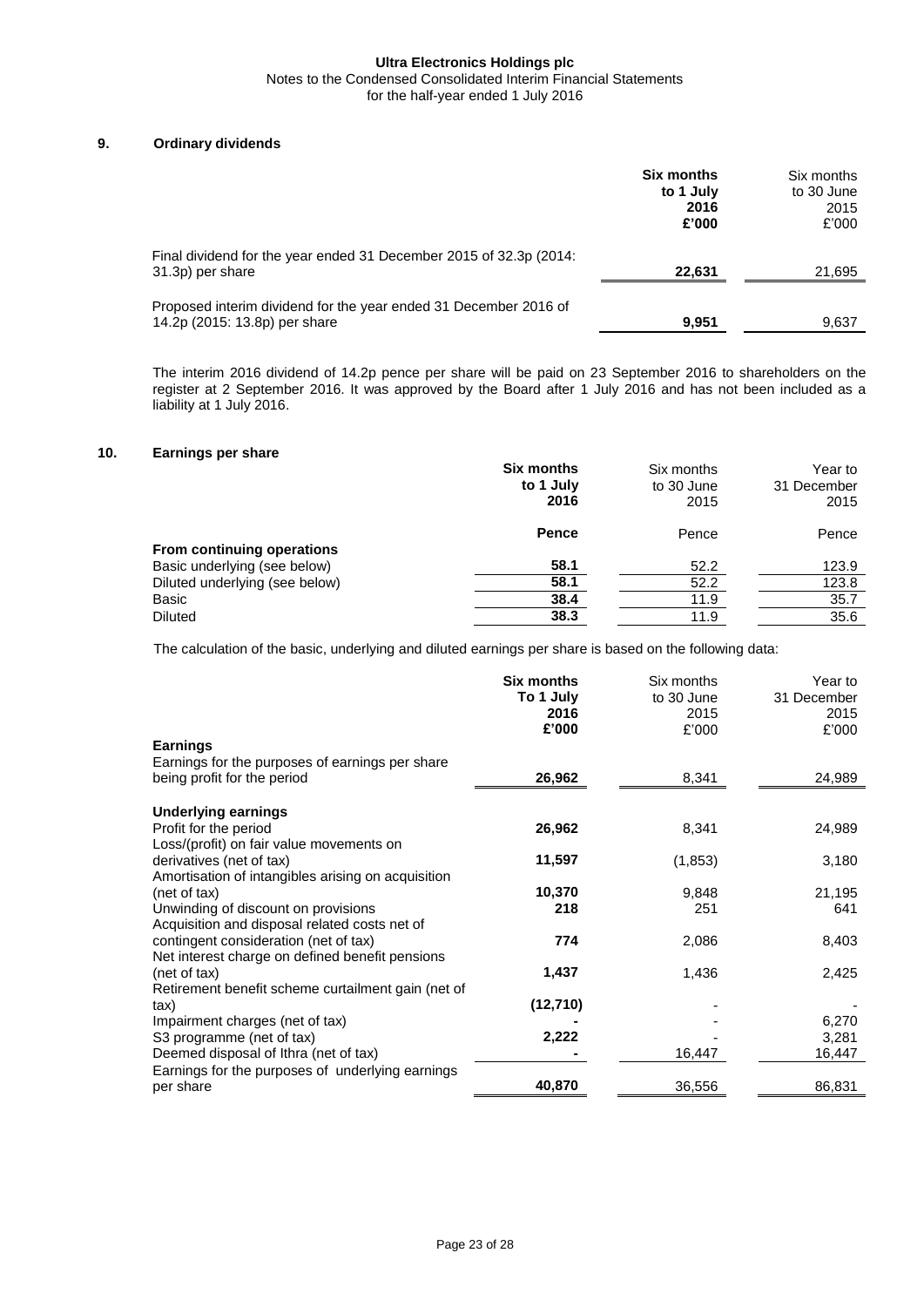## 9. Ordinary dividends

| | **Six months to 1 July 2016 £'000** | Six months to 30 June 2015 £'000 |
|---|---|---|
| Final dividend for the year ended 31 December 2015 of 32.3p (2014: 31.3p) per share | **22,631** | 21,695 |
| Proposed interim dividend for the year ended 31 December 2016 of 14.2p (2015: 13.8p) per share | **9,951** | 9,637 |

The interim 2016 dividend of 14.2p pence per share will be paid on 23 September 2016 to shareholders on the register at 2 September 2016. It was approved by the Board after 1 July 2016 and has not been included as a liability at 1 July 2016.

## 10. Earnings per share

| | **Six months to 1 July 2016** | Six months to 30 June 2015 | Year to 31 December 2015 |
|---|---|---|---|
| | **Pence** | Pence | Pence |
| **From continuing operations** | | | |
| Basic underlying (see below) | **58.1** | 52.2 | 123.9 |
| Diluted underlying (see below) | **58.1** | 52.2 | 123.8 |
| Basic | **38.4** | 11.9 | 35.7 |
| Diluted | **38.3** | 11.9 | 35.6 |

The calculation of the basic, underlying and diluted earnings per share is based on the following data:

| | **Six months To 1 July 2016 £'000** | Six months to 30 June 2015 £'000 | Year to 31 December 2015 £'000 |
|---|---|---|---|
| **Earnings** | | | |
| Earnings for the purposes of earnings per share being profit for the period | **26,962** | 8,341 | 24,989 |
| **Underlying earnings** | | | |
| Profit for the period | **26,962** | 8,341 | 24,989 |
| Loss/(profit) on fair value movements on derivatives (net of tax) | **11,597** | (1,853) | 3,180 |
| Amortisation of intangibles arising on acquisition (net of tax) | **10,370** | 9,848 | 21,195 |
| Unwinding of discount on provisions | **218** | 251 | 641 |
| Acquisition and disposal related costs net of contingent consideration (net of tax) | **774** | 2,086 | 8,403 |
| Net interest charge on defined benefit pensions (net of tax) | **1,437** | 1,436 | 2,425 |
| Retirement benefit scheme curtailment gain (net of tax) | **(12,710)** | - | - |
| Impairment charges (net of tax) | **-** | - | 6,270 |
| S3 programme (net of tax) | **2,222** | - | 3,281 |
| Deemed disposal of Ithra (net of tax) | **-** | 16,447 | 16,447 |
| Earnings for the purposes of underlying earnings per share | **40,870** | 36,556 | 86,831 |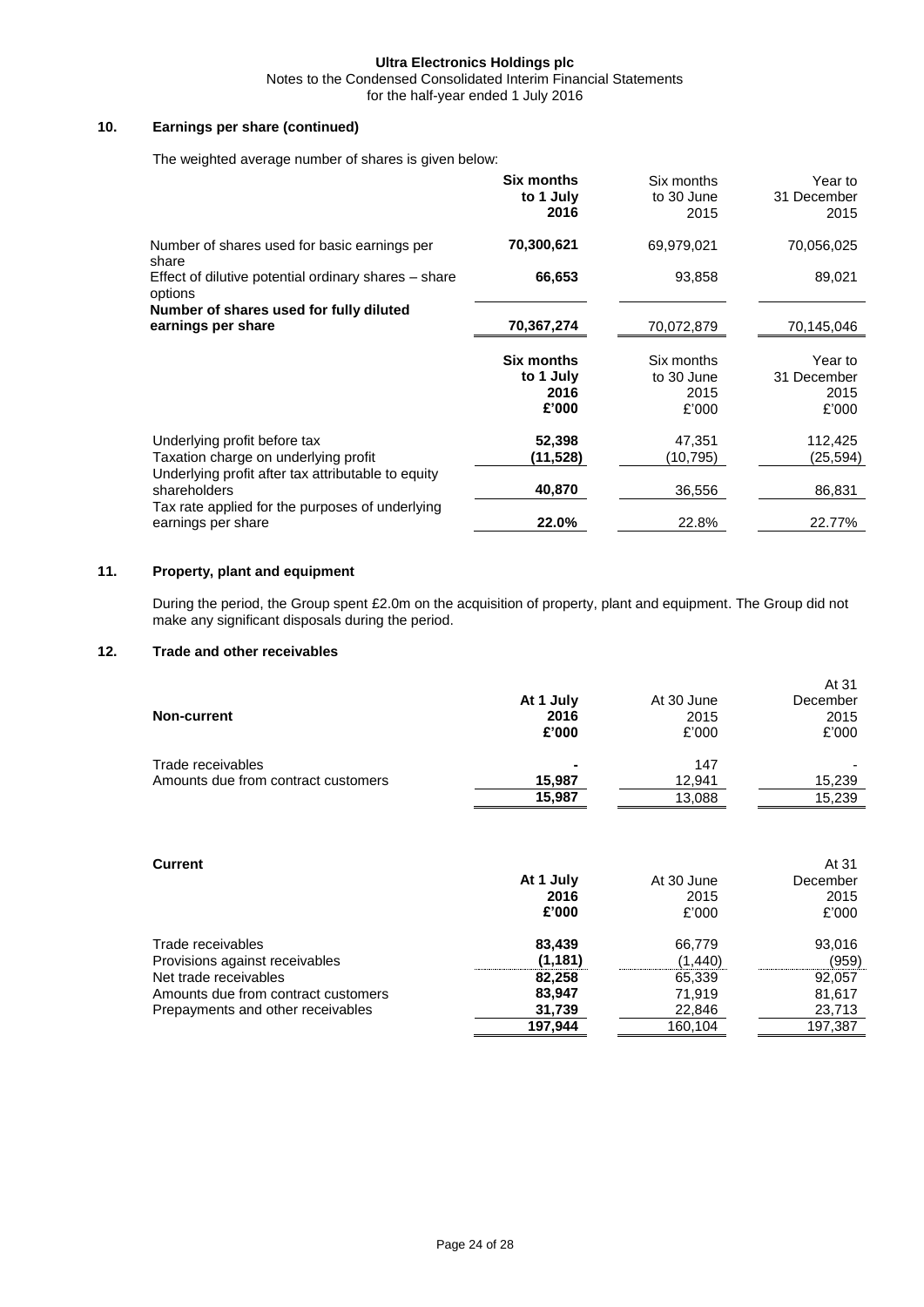## 10. Earnings per share (continued)

The weighted average number of shares is given below:

| | **Six months to 1 July 2016** | Six months to 30 June 2015 | Year to 31 December 2015 |
|---|---|---|---|
| Number of shares used for basic earnings per share | **70,300,621** | 69,979,021 | 70,056,025 |
| Effect of dilutive potential ordinary shares – share options | **66,653** | 93,858 | 89,021 |
| **Number of shares used for fully diluted earnings per share** | **70,367,274** | 70,072,879 | 70,145,046 |

| | **Six months to 1 July 2016 £'000** | Six months to 30 June 2015 £'000 | Year to 31 December 2015 £'000 |
|---|---|---|---|
| Underlying profit before tax | **52,398** | 47,351 | 112,425 |
| Taxation charge on underlying profit | **(11,528)** | (10,795) | (25,594) |
| Underlying profit after tax attributable to equity shareholders | **40,870** | 36,556 | 86,831 |
| Tax rate applied for the purposes of underlying earnings per share | **22.0%** | 22.8% | 22.77% |

## 11. Property, plant and equipment

During the period, the Group spent £2.0m on the acquisition of property, plant and equipment. The Group did not make any significant disposals during the period.

## 12. Trade and other receivables

| **Non-current** | **At 1 July 2016 £'000** | At 30 June 2015 £'000 | At 31 December 2015 £'000 |
|---|---|---|---|
| Trade receivables | **-** | 147 | - |
| Amounts due from contract customers | **15,987** | 12,941 | 15,239 |
| | **15,987** | 13,088 | 15,239 |

| **Current** | **At 1 July 2016 £'000** | At 30 June 2015 £'000 | At 31 December 2015 £'000 |
|---|---|---|---|
| Trade receivables | **83,439** | 66,779 | 93,016 |
| Provisions against receivables | **(1,181)** | (1,440) | (959) |
| Net trade receivables | **82,258** | 65,339 | 92,057 |
| Amounts due from contract customers | **83,947** | 71,919 | 81,617 |
| Prepayments and other receivables | **31,739** | 22,846 | 23,713 |
| | **197,944** | 160,104 | 197,387 |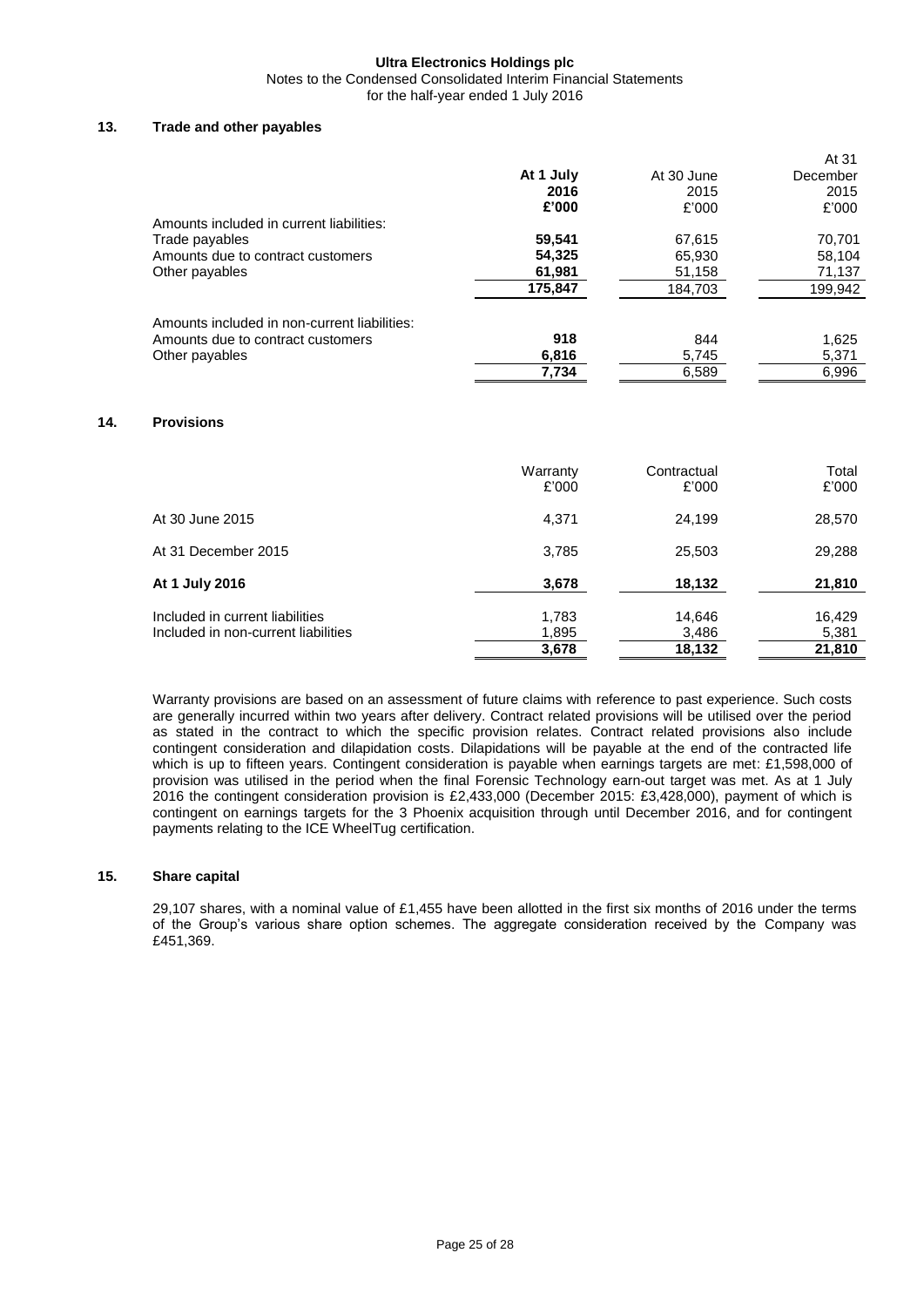## 13. Trade and other payables

| | **At 1 July 2016 £'000** | At 30 June 2015 £'000 | At 31 December 2015 £'000 |
|---|---|---|---|
| Amounts included in current liabilities: | | | |
| Trade payables | **59,541** | 67,615 | 70,701 |
| Amounts due to contract customers | **54,325** | 65,930 | 58,104 |
| Other payables | **61,981** | 51,158 | 71,137 |
| | **175,847** | 184,703 | 199,942 |
| Amounts included in non-current liabilities: | | | |
| Amounts due to contract customers | **918** | 844 | 1,625 |
| Other payables | **6,816** | 5,745 | 5,371 |
| | **7,734** | 6,589 | 6,996 |

## 14. Provisions

| | Warranty £'000 | Contractual £'000 | Total £'000 |
|---|---|---|---|
| At 30 June 2015 | 4,371 | 24,199 | 28,570 |
| At 31 December 2015 | 3,785 | 25,503 | 29,288 |
| **At 1 July 2016** | **3,678** | **18,132** | **21,810** |
| Included in current liabilities | 1,783 | 14,646 | 16,429 |
| Included in non-current liabilities | 1,895 | 3,486 | 5,381 |
| | **3,678** | **18,132** | **21,810** |

Warranty provisions are based on an assessment of future claims with reference to past experience. Such costs are generally incurred within two years after delivery. Contract related provisions will be utilised over the period as stated in the contract to which the specific provision relates. Contract related provisions also include contingent consideration and dilapidation costs. Dilapidations will be payable at the end of the contracted life which is up to fifteen years. Contingent consideration is payable when earnings targets are met: £1,598,000 of provision was utilised in the period when the final Forensic Technology earn-out target was met. As at 1 July 2016 the contingent consideration provision is £2,433,000 (December 2015: £3,428,000), payment of which is contingent on earnings targets for the 3 Phoenix acquisition through until December 2016, and for contingent payments relating to the ICE WheelTug certification.

## 15. Share capital

29,107 shares, with a nominal value of £1,455 have been allotted in the first six months of 2016 under the terms of the Group's various share option schemes. The aggregate consideration received by the Company was £451,369.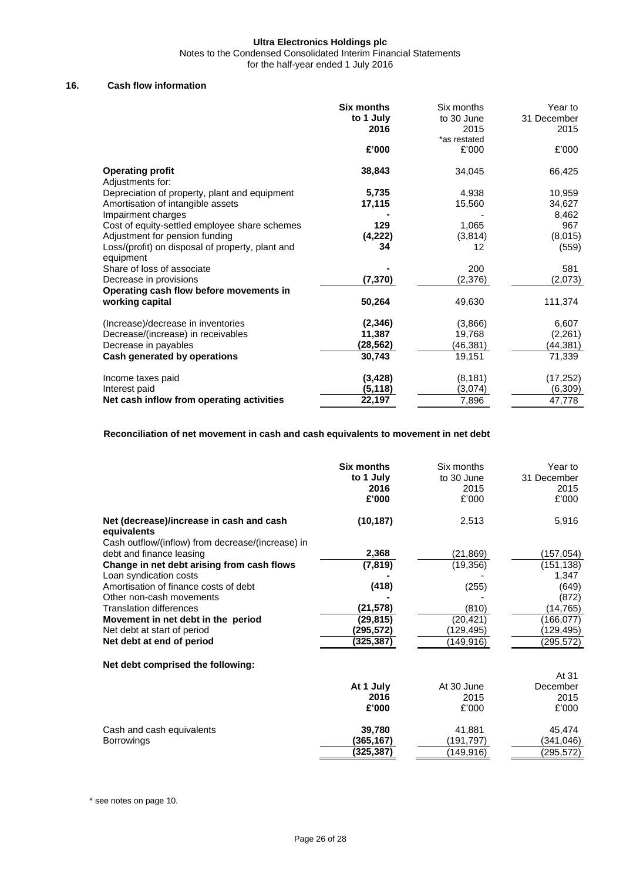## 16. Cash flow information

| | Six months to 1 July 2016 £'000 | Six months to 30 June 2015 *as restated £'000 | Year to 31 December 2015 £'000 |
|---|---|---|---|
| **Operating profit** | **38,843** | 34,045 | 66,425 |
| Adjustments for: | | | |
| Depreciation of property, plant and equipment | **5,735** | 4,938 | 10,959 |
| Amortisation of intangible assets | **17,115** | 15,560 | 34,627 |
| Impairment charges | **-** | - | 8,462 |
| Cost of equity-settled employee share schemes | **129** | 1,065 | 967 |
| Adjustment for pension funding | **(4,222)** | (3,814) | (8,015) |
| Loss/(profit) on disposal of property, plant and equipment | **34** | 12 | (559) |
| Share of loss of associate | **-** | 200 | 581 |
| Decrease in provisions | **(7,370)** | (2,376) | (2,073) |
| **Operating cash flow before movements in working capital** | **50,264** | 49,630 | 111,374 |
| (Increase)/decrease in inventories | **(2,346)** | (3,866) | 6,607 |
| Decrease/(increase) in receivables | **11,387** | 19,768 | (2,261) |
| Decrease in payables | **(28,562)** | (46,381) | (44,381) |
| **Cash generated by operations** | **30,743** | 19,151 | 71,339 |
| Income taxes paid | **(3,428)** | (8,181) | (17,252) |
| Interest paid | **(5,118)** | (3,074) | (6,309) |
| **Net cash inflow from operating activities** | **22,197** | 7,896 | 47,778 |

### Reconciliation of net movement in cash and cash equivalents to movement in net debt

| | Six months to 1 July 2016 £'000 | Six months to 30 June 2015 £'000 | Year to 31 December 2015 £'000 |
|---|---|---|---|
| **Net (decrease)/increase in cash and cash equivalents** | **(10,187)** | 2,513 | 5,916 |
| Cash outflow/(inflow) from decrease/(increase) in debt and finance leasing | **2,368** | (21,869) | (157,054) |
| **Change in net debt arising from cash flows** | **(7,819)** | (19,356) | (151,138) |
| Loan syndication costs | **-** | - | 1,347 |
| Amortisation of finance costs of debt | **(418)** | (255) | (649) |
| Other non-cash movements | **-** | - | (872) |
| Translation differences | **(21,578)** | (810) | (14,765) |
| **Movement in net debt in the period** | **(29,815)** | (20,421) | (166,077) |
| Net debt at start of period | **(295,572)** | (129,495) | (129,495) |
| **Net debt at end of period** | **(325,387)** | (149,916) | (295,572) |

**Net debt comprised the following:**

| | At 1 July 2016 £'000 | At 30 June 2015 £'000 | At 31 December 2015 £'000 |
|---|---|---|---|
| Cash and cash equivalents | **39,780** | 41,881 | 45,474 |
| Borrowings | **(365,167)** | (191,797) | (341,046) |
| | **(325,387)** | (149,916) | (295,572) |

* see notes on page 10.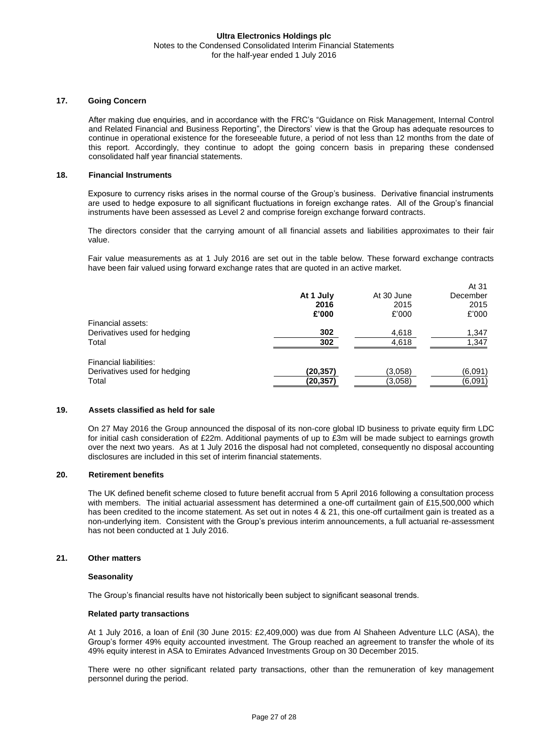## 17. Going Concern

After making due enquiries, and in accordance with the FRC's "Guidance on Risk Management, Internal Control and Related Financial and Business Reporting", the Directors' view is that the Group has adequate resources to continue in operational existence for the foreseeable future, a period of not less than 12 months from the date of this report. Accordingly, they continue to adopt the going concern basis in preparing these condensed consolidated half year financial statements.

## 18. Financial Instruments

Exposure to currency risks arises in the normal course of the Group's business. Derivative financial instruments are used to hedge exposure to all significant fluctuations in foreign exchange rates. All of the Group's financial instruments have been assessed as Level 2 and comprise foreign exchange forward contracts.

The directors consider that the carrying amount of all financial assets and liabilities approximates to their fair value.

Fair value measurements as at 1 July 2016 are set out in the table below. These forward exchange contracts have been fair valued using forward exchange rates that are quoted in an active market.

| | **At 1 July 2016 £'000** | At 30 June 2015 £'000 | At 31 December 2015 £'000 |
|---|---|---|---|
| Financial assets: | | | |
| Derivatives used for hedging | **302** | 4,618 | 1,347 |
| Total | **302** | 4,618 | 1,347 |
| Financial liabilities: | | | |
| Derivatives used for hedging | **(20,357)** | (3,058) | (6,091) |
| Total | **(20,357)** | (3,058) | (6,091) |

## 19. Assets classified as held for sale

On 27 May 2016 the Group announced the disposal of its non-core global ID business to private equity firm LDC for initial cash consideration of £22m. Additional payments of up to £3m will be made subject to earnings growth over the next two years. As at 1 July 2016 the disposal had not completed, consequently no disposal accounting disclosures are included in this set of interim financial statements.

## 20. Retirement benefits

The UK defined benefit scheme closed to future benefit accrual from 5 April 2016 following a consultation process with members. The initial actuarial assessment has determined a one-off curtailment gain of £15,500,000 which has been credited to the income statement. As set out in notes 4 & 21, this one-off curtailment gain is treated as a non-underlying item. Consistent with the Group's previous interim announcements, a full actuarial re-assessment has not been conducted at 1 July 2016.

## 21. Other matters

### Seasonality

The Group's financial results have not historically been subject to significant seasonal trends.

### Related party transactions

At 1 July 2016, a loan of £nil (30 June 2015: £2,409,000) was due from Al Shaheen Adventure LLC (ASA), the Group's former 49% equity accounted investment. The Group reached an agreement to transfer the whole of its 49% equity interest in ASA to Emirates Advanced Investments Group on 30 December 2015.

There were no other significant related party transactions, other than the remuneration of key management personnel during the period.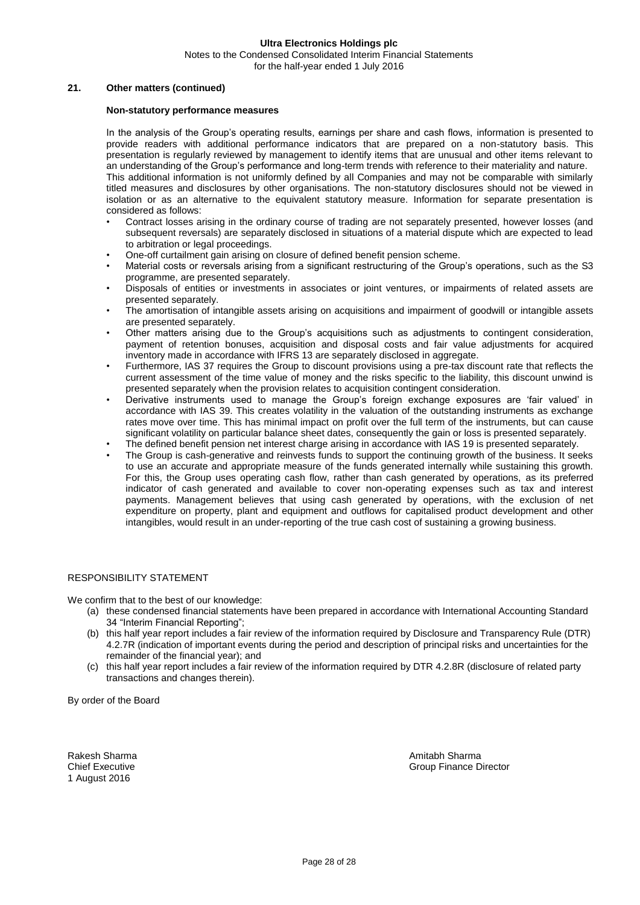## 21. Other matters (continued)

### Non-statutory performance measures

In the analysis of the Group's operating results, earnings per share and cash flows, information is presented to provide readers with additional performance indicators that are prepared on a non-statutory basis. This presentation is regularly reviewed by management to identify items that are unusual and other items relevant to an understanding of the Group's performance and long-term trends with reference to their materiality and nature. This additional information is not uniformly defined by all Companies and may not be comparable with similarly titled measures and disclosures by other organisations. The non-statutory disclosures should not be viewed in isolation or as an alternative to the equivalent statutory measure. Information for separate presentation is considered as follows:

- Contract losses arising in the ordinary course of trading are not separately presented, however losses (and subsequent reversals) are separately disclosed in situations of a material dispute which are expected to lead to arbitration or legal proceedings.
- One-off curtailment gain arising on closure of defined benefit pension scheme.
- Material costs or reversals arising from a significant restructuring of the Group's operations, such as the S3 programme, are presented separately.
- Disposals of entities or investments in associates or joint ventures, or impairments of related assets are presented separately.
- The amortisation of intangible assets arising on acquisitions and impairment of goodwill or intangible assets are presented separately.
- Other matters arising due to the Group's acquisitions such as adjustments to contingent consideration, payment of retention bonuses, acquisition and disposal costs and fair value adjustments for acquired inventory made in accordance with IFRS 13 are separately disclosed in aggregate.
- Furthermore, IAS 37 requires the Group to discount provisions using a pre-tax discount rate that reflects the current assessment of the time value of money and the risks specific to the liability, this discount unwind is presented separately when the provision relates to acquisition contingent consideration.
- Derivative instruments used to manage the Group's foreign exchange exposures are 'fair valued' in accordance with IAS 39. This creates volatility in the valuation of the outstanding instruments as exchange rates move over time. This has minimal impact on profit over the full term of the instruments, but can cause significant volatility on particular balance sheet dates, consequently the gain or loss is presented separately.
- The defined benefit pension net interest charge arising in accordance with IAS 19 is presented separately.
- The Group is cash-generative and reinvests funds to support the continuing growth of the business. It seeks to use an accurate and appropriate measure of the funds generated internally while sustaining this growth. For this, the Group uses operating cash flow, rather than cash generated by operations, as its preferred indicator of cash generated and available to cover non-operating expenses such as tax and interest payments. Management believes that using cash generated by operations, with the exclusion of net expenditure on property, plant and equipment and outflows for capitalised product development and other intangibles, would result in an under-reporting of the true cash cost of sustaining a growing business.

## RESPONSIBILITY STATEMENT

We confirm that to the best of our knowledge:

(a) these condensed financial statements have been prepared in accordance with International Accounting Standard 34 "Interim Financial Reporting";

(b) this half year report includes a fair review of the information required by Disclosure and Transparency Rule (DTR) 4.2.7R (indication of important events during the period and description of principal risks and uncertainties for the remainder of the financial year); and

(c) this half year report includes a fair review of the information required by DTR 4.2.8R (disclosure of related party transactions and changes therein).

By order of the Board

Rakesh Sharma
Chief Executive
1 August 2016

Amitabh Sharma
Group Finance Director